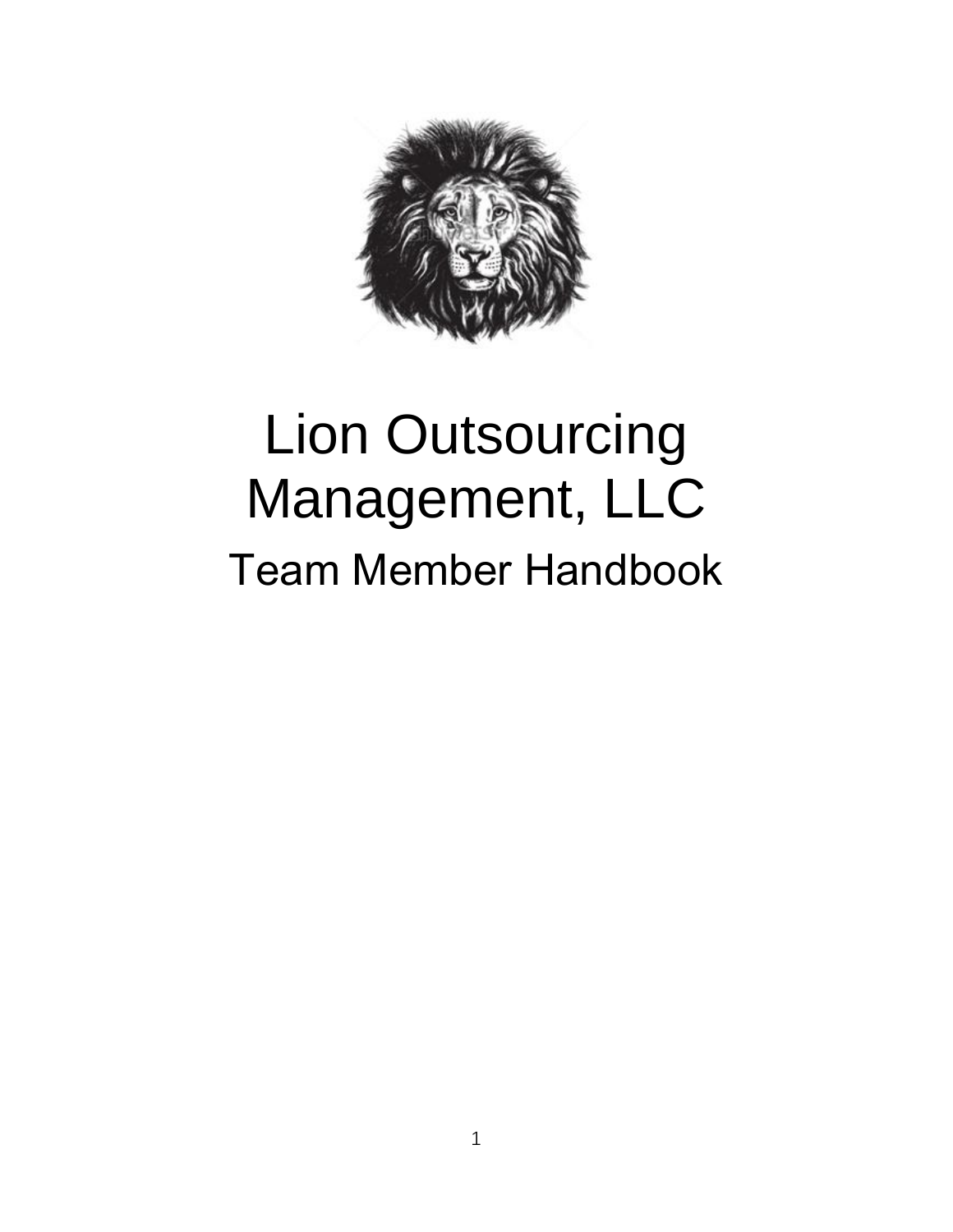# Lion Outsourcing Management, LLC

## Team Member Handbook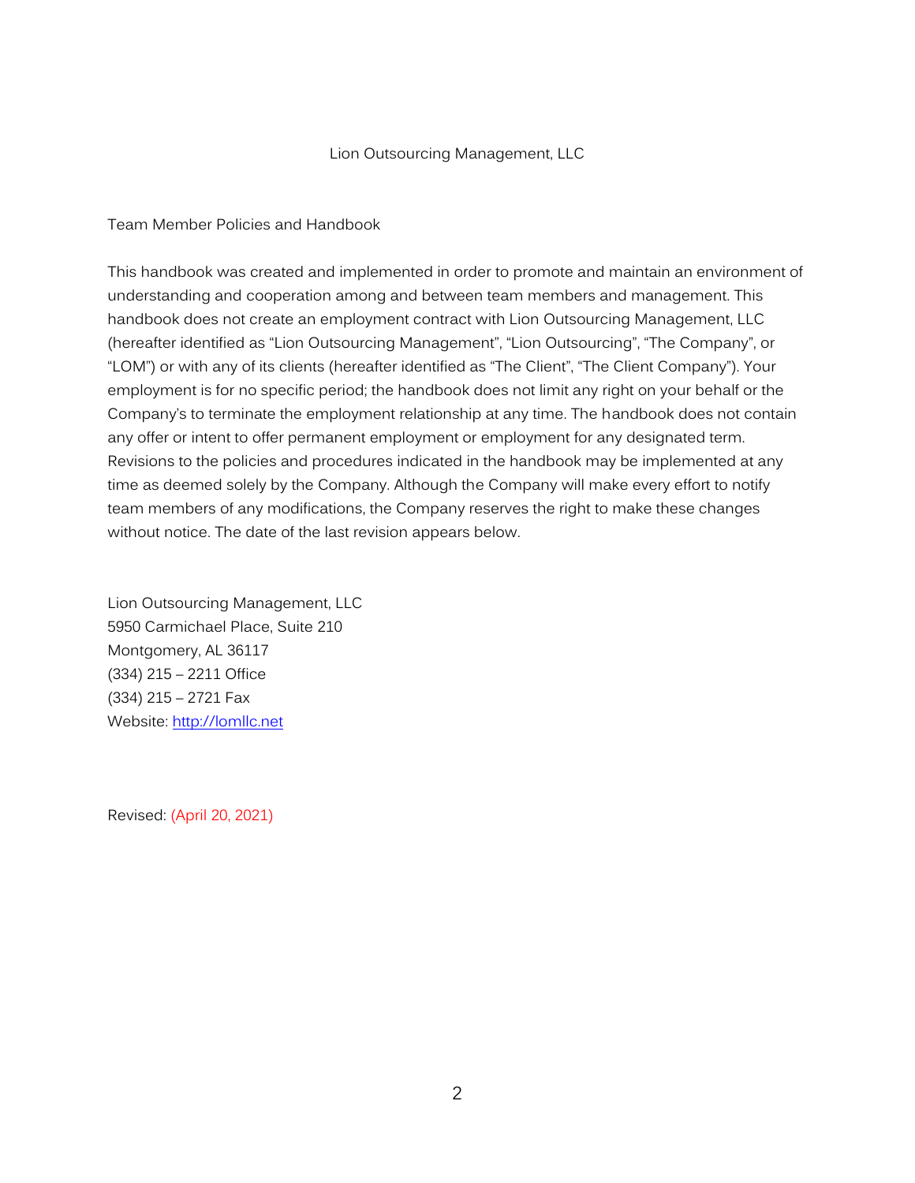# Lion Outsourcing Management, LLC

## Team Member Policies and Handbook

This handbook was created and implemented in order to promote and maintain an environment of understanding and cooperation among and between team members and management. This handbook does not create an employment contract with Lion Outsourcing Management, LLC (hereafter identified as "Lion Outsourcing Management", "Lion Outsourcing", "The Company", or "LOM") or with any of its clients (hereafter identified as "The Client", "The Client Company"). Your employment is for no specific period; the handbook does not limit any right on your behalf or the Company's to terminate the employment relationship at any time. The handbook does not contain any offer or intent to offer permanent employment or employment for any designated term. Revisions to the policies and procedures indicated in the handbook may be implemented at any time as deemed solely by the Company. Although the Company will make every effort to notify team members of any modifications, the Company reserves the right to make these changes without notice. The date of the last revision appears below.

Lion Outsourcing Management, LLC
5950 Carmichael Place, Suite 210
Montgomery, AL 36117
(334) 215 – 2211 Office
(334) 215 – 2721 Fax
Website: [http://lomllc.net](http://lomllc.net)

Revised: (April 20, 2021)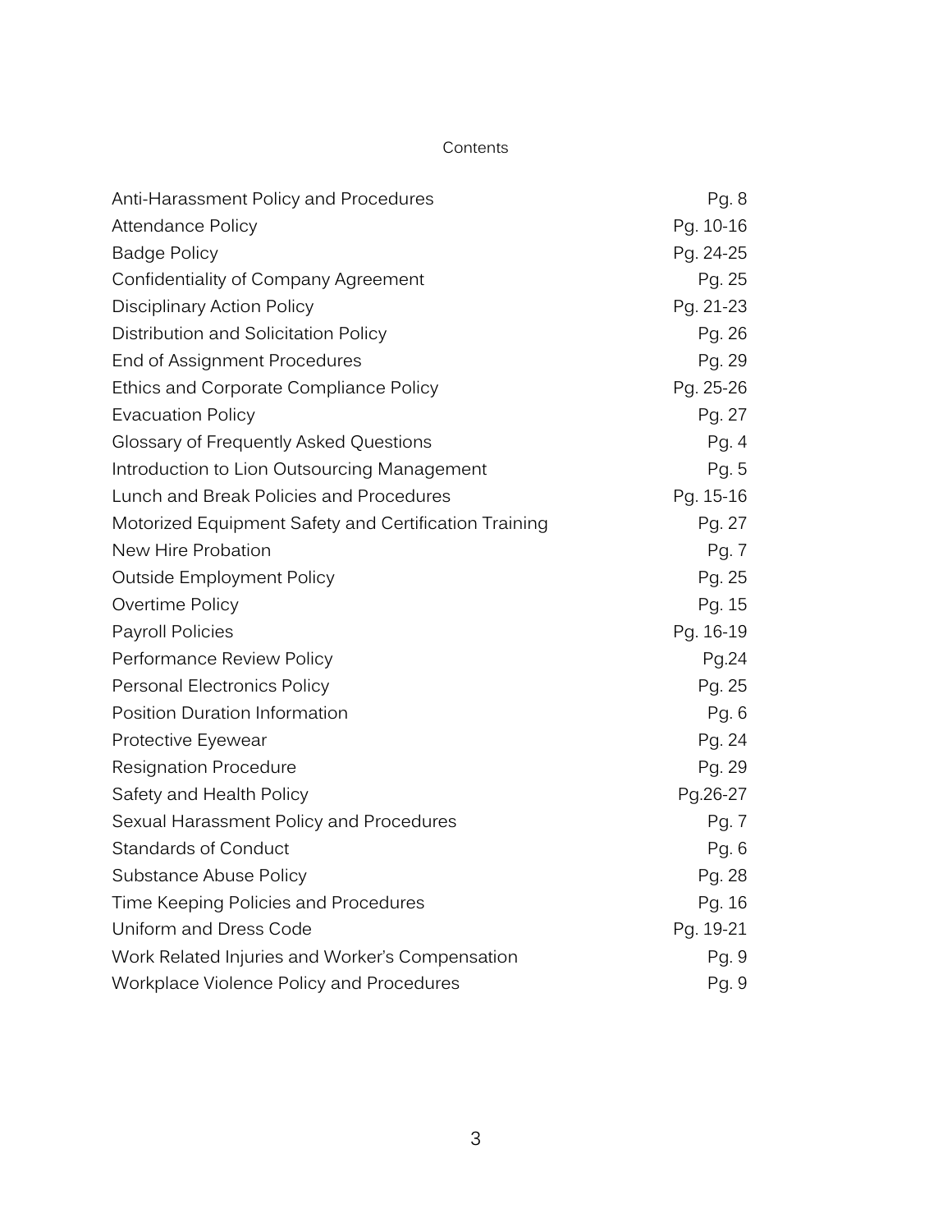# Contents

| | |
|---|---|
| Anti-Harassment Policy and Procedures | Pg. 8 |
| Attendance Policy | Pg. 10-16 |
| Badge Policy | Pg. 24-25 |
| Confidentiality of Company Agreement | Pg. 25 |
| Disciplinary Action Policy | Pg. 21-23 |
| Distribution and Solicitation Policy | Pg. 26 |
| End of Assignment Procedures | Pg. 29 |
| Ethics and Corporate Compliance Policy | Pg. 25-26 |
| Evacuation Policy | Pg. 27 |
| Glossary of Frequently Asked Questions | Pg. 4 |
| Introduction to Lion Outsourcing Management | Pg. 5 |
| Lunch and Break Policies and Procedures | Pg. 15-16 |
| Motorized Equipment Safety and Certification Training | Pg. 27 |
| New Hire Probation | Pg. 7 |
| Outside Employment Policy | Pg. 25 |
| Overtime Policy | Pg. 15 |
| Payroll Policies | Pg. 16-19 |
| Performance Review Policy | Pg.24 |
| Personal Electronics Policy | Pg. 25 |
| Position Duration Information | Pg. 6 |
| Protective Eyewear | Pg. 24 |
| Resignation Procedure | Pg. 29 |
| Safety and Health Policy | Pg.26-27 |
| Sexual Harassment Policy and Procedures | Pg. 7 |
| Standards of Conduct | Pg. 6 |
| Substance Abuse Policy | Pg. 28 |
| Time Keeping Policies and Procedures | Pg. 16 |
| Uniform and Dress Code | Pg. 19-21 |
| Work Related Injuries and Worker's Compensation | Pg. 9 |
| Workplace Violence Policy and Procedures | Pg. 9 |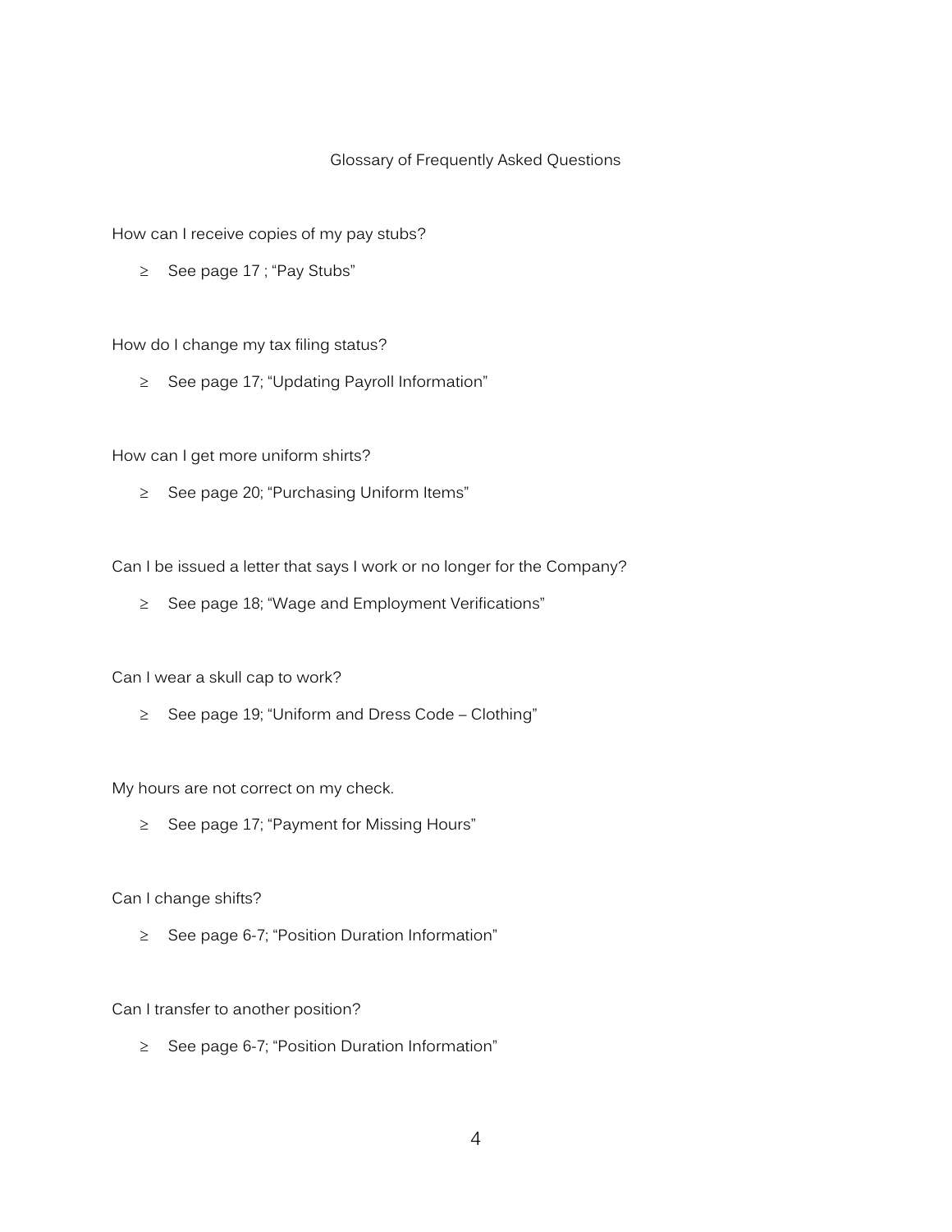## Glossary of Frequently Asked Questions

How can I receive copies of my pay stubs?

- ≥ See page 17 ; "Pay Stubs"

How do I change my tax filing status?

- ≥ See page 17; "Updating Payroll Information"

How can I get more uniform shirts?

- ≥ See page 20; "Purchasing Uniform Items"

Can I be issued a letter that says I work or no longer for the Company?

- ≥ See page 18; "Wage and Employment Verifications"

Can I wear a skull cap to work?

- ≥ See page 19; "Uniform and Dress Code – Clothing"

My hours are not correct on my check.

- ≥ See page 17; "Payment for Missing Hours"

Can I change shifts?

- ≥ See page 6-7; "Position Duration Information"

Can I transfer to another position?

- ≥ See page 6-7; "Position Duration Information"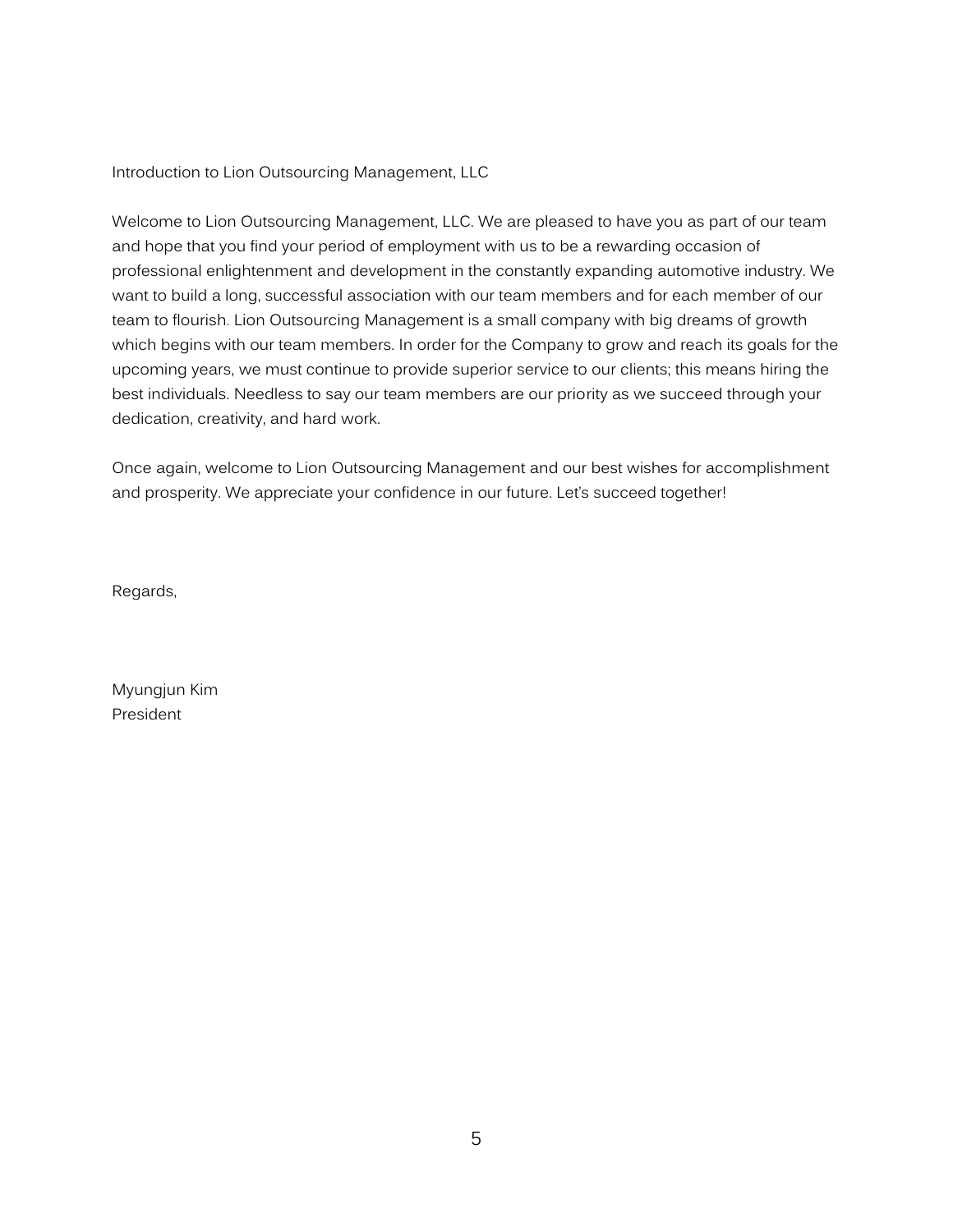# Introduction to Lion Outsourcing Management, LLC

Welcome to Lion Outsourcing Management, LLC. We are pleased to have you as part of our team and hope that you find your period of employment with us to be a rewarding occasion of professional enlightenment and development in the constantly expanding automotive industry. We want to build a long, successful association with our team members and for each member of our team to flourish. Lion Outsourcing Management is a small company with big dreams of growth which begins with our team members. In order for the Company to grow and reach its goals for the upcoming years, we must continue to provide superior service to our clients; this means hiring the best individuals. Needless to say our team members are our priority as we succeed through your dedication, creativity, and hard work.

Once again, welcome to Lion Outsourcing Management and our best wishes for accomplishment and prosperity. We appreciate your confidence in our future. Let's succeed together!

Regards,

Myungjun Kim
President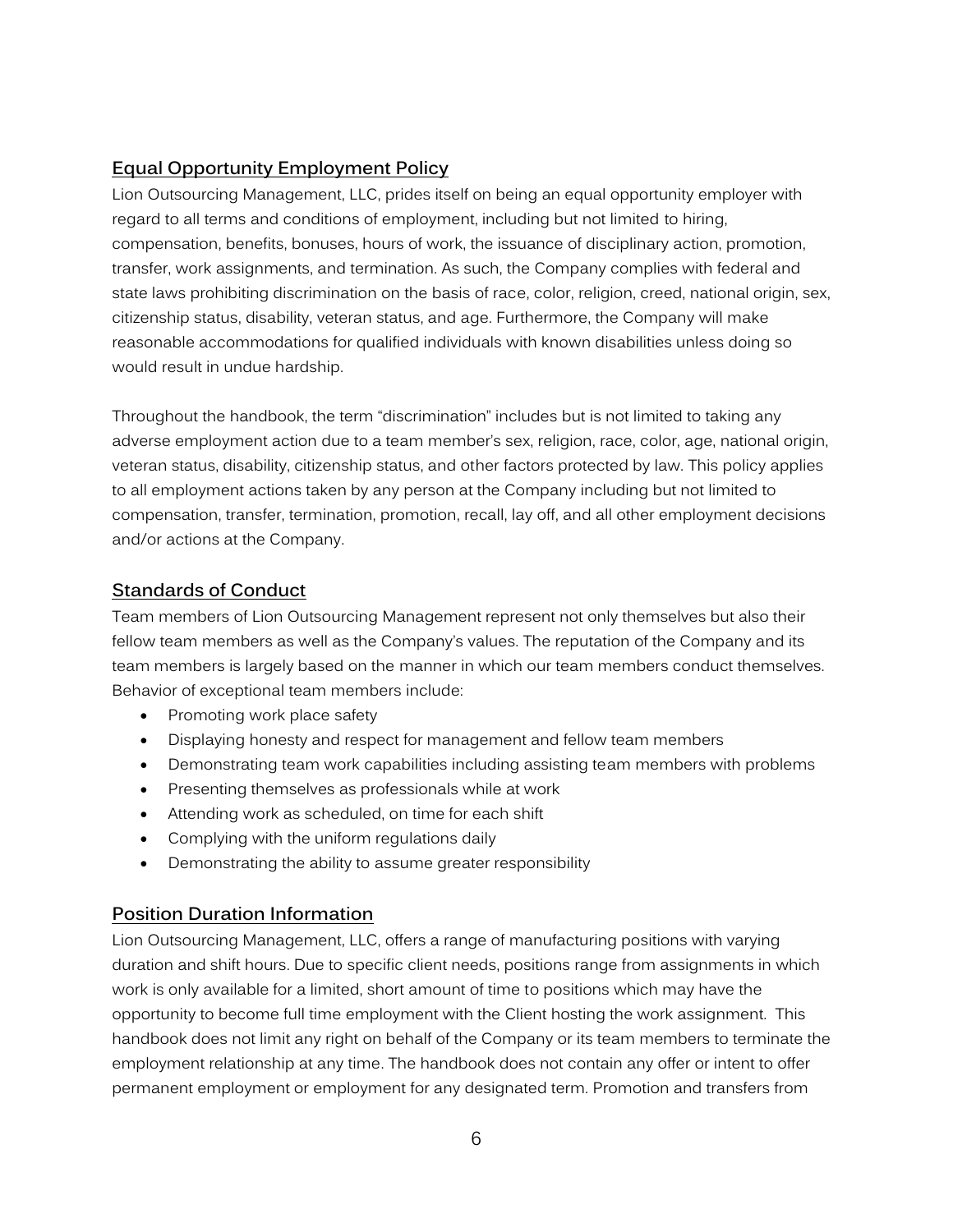## Equal Opportunity Employment Policy

Lion Outsourcing Management, LLC, prides itself on being an equal opportunity employer with regard to all terms and conditions of employment, including but not limited to hiring, compensation, benefits, bonuses, hours of work, the issuance of disciplinary action, promotion, transfer, work assignments, and termination. As such, the Company complies with federal and state laws prohibiting discrimination on the basis of race, color, religion, creed, national origin, sex, citizenship status, disability, veteran status, and age. Furthermore, the Company will make reasonable accommodations for qualified individuals with known disabilities unless doing so would result in undue hardship.

Throughout the handbook, the term "discrimination" includes but is not limited to taking any adverse employment action due to a team member's sex, religion, race, color, age, national origin, veteran status, disability, citizenship status, and other factors protected by law. This policy applies to all employment actions taken by any person at the Company including but not limited to compensation, transfer, termination, promotion, recall, lay off, and all other employment decisions and/or actions at the Company.

## Standards of Conduct

Team members of Lion Outsourcing Management represent not only themselves but also their fellow team members as well as the Company's values. The reputation of the Company and its team members is largely based on the manner in which our team members conduct themselves. Behavior of exceptional team members include:

- Promoting work place safety
- Displaying honesty and respect for management and fellow team members
- Demonstrating team work capabilities including assisting team members with problems
- Presenting themselves as professionals while at work
- Attending work as scheduled, on time for each shift
- Complying with the uniform regulations daily
- Demonstrating the ability to assume greater responsibility

## Position Duration Information

Lion Outsourcing Management, LLC, offers a range of manufacturing positions with varying duration and shift hours. Due to specific client needs, positions range from assignments in which work is only available for a limited, short amount of time to positions which may have the opportunity to become full time employment with the Client hosting the work assignment. This handbook does not limit any right on behalf of the Company or its team members to terminate the employment relationship at any time. The handbook does not contain any offer or intent to offer permanent employment or employment for any designated term. Promotion and transfers from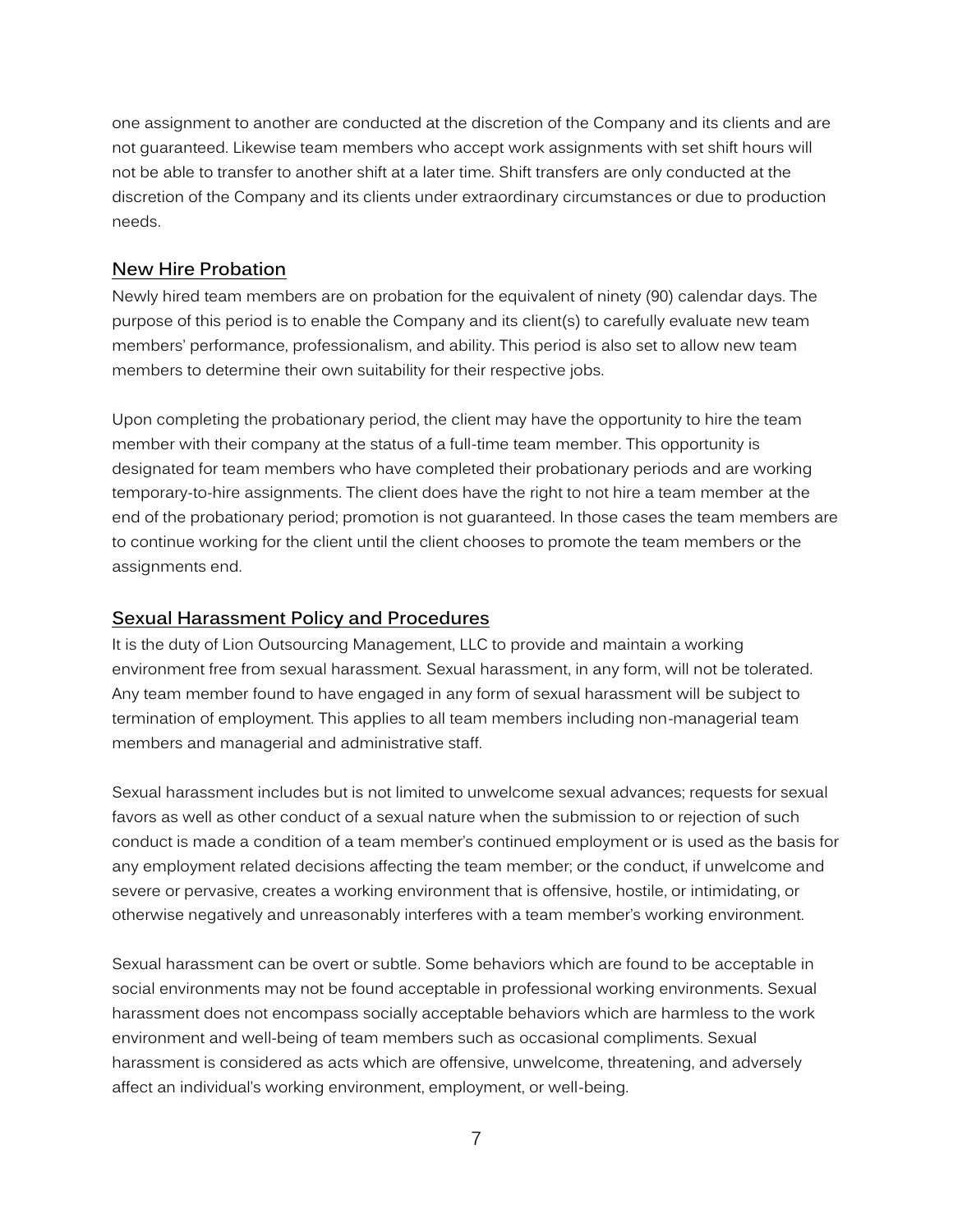one assignment to another are conducted at the discretion of the Company and its clients and are not guaranteed. Likewise team members who accept work assignments with set shift hours will not be able to transfer to another shift at a later time. Shift transfers are only conducted at the discretion of the Company and its clients under extraordinary circumstances or due to production needs.

## New Hire Probation

Newly hired team members are on probation for the equivalent of ninety (90) calendar days. The purpose of this period is to enable the Company and its client(s) to carefully evaluate new team members' performance, professionalism, and ability. This period is also set to allow new team members to determine their own suitability for their respective jobs.

Upon completing the probationary period, the client may have the opportunity to hire the team member with their company at the status of a full-time team member. This opportunity is designated for team members who have completed their probationary periods and are working temporary-to-hire assignments. The client does have the right to not hire a team member at the end of the probationary period; promotion is not guaranteed. In those cases the team members are to continue working for the client until the client chooses to promote the team members or the assignments end.

## Sexual Harassment Policy and Procedures

It is the duty of Lion Outsourcing Management, LLC to provide and maintain a working environment free from sexual harassment. Sexual harassment, in any form, will not be tolerated. Any team member found to have engaged in any form of sexual harassment will be subject to termination of employment. This applies to all team members including non-managerial team members and managerial and administrative staff.

Sexual harassment includes but is not limited to unwelcome sexual advances; requests for sexual favors as well as other conduct of a sexual nature when the submission to or rejection of such conduct is made a condition of a team member's continued employment or is used as the basis for any employment related decisions affecting the team member; or the conduct, if unwelcome and severe or pervasive, creates a working environment that is offensive, hostile, or intimidating, or otherwise negatively and unreasonably interferes with a team member's working environment.

Sexual harassment can be overt or subtle. Some behaviors which are found to be acceptable in social environments may not be found acceptable in professional working environments. Sexual harassment does not encompass socially acceptable behaviors which are harmless to the work environment and well-being of team members such as occasional compliments. Sexual harassment is considered as acts which are offensive, unwelcome, threatening, and adversely affect an individual's working environment, employment, or well-being.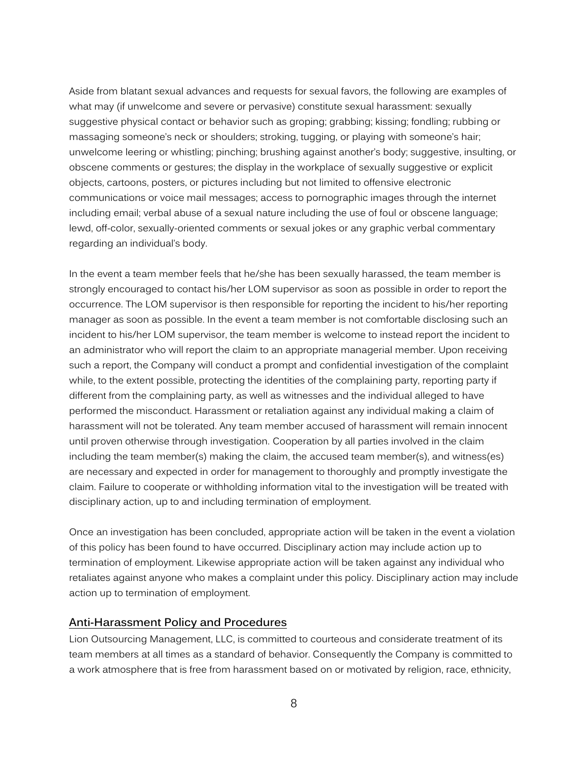Aside from blatant sexual advances and requests for sexual favors, the following are examples of what may (if unwelcome and severe or pervasive) constitute sexual harassment: sexually suggestive physical contact or behavior such as groping; grabbing; kissing; fondling; rubbing or massaging someone's neck or shoulders; stroking, tugging, or playing with someone's hair; unwelcome leering or whistling; pinching; brushing against another's body; suggestive, insulting, or obscene comments or gestures; the display in the workplace of sexually suggestive or explicit objects, cartoons, posters, or pictures including but not limited to offensive electronic communications or voice mail messages; access to pornographic images through the internet including email; verbal abuse of a sexual nature including the use of foul or obscene language; lewd, off-color, sexually-oriented comments or sexual jokes or any graphic verbal commentary regarding an individual's body.

In the event a team member feels that he/she has been sexually harassed, the team member is strongly encouraged to contact his/her LOM supervisor as soon as possible in order to report the occurrence. The LOM supervisor is then responsible for reporting the incident to his/her reporting manager as soon as possible. In the event a team member is not comfortable disclosing such an incident to his/her LOM supervisor, the team member is welcome to instead report the incident to an administrator who will report the claim to an appropriate managerial member. Upon receiving such a report, the Company will conduct a prompt and confidential investigation of the complaint while, to the extent possible, protecting the identities of the complaining party, reporting party if different from the complaining party, as well as witnesses and the individual alleged to have performed the misconduct. Harassment or retaliation against any individual making a claim of harassment will not be tolerated. Any team member accused of harassment will remain innocent until proven otherwise through investigation. Cooperation by all parties involved in the claim including the team member(s) making the claim, the accused team member(s), and witness(es) are necessary and expected in order for management to thoroughly and promptly investigate the claim. Failure to cooperate or withholding information vital to the investigation will be treated with disciplinary action, up to and including termination of employment.

Once an investigation has been concluded, appropriate action will be taken in the event a violation of this policy has been found to have occurred. Disciplinary action may include action up to termination of employment. Likewise appropriate action will be taken against any individual who retaliates against anyone who makes a complaint under this policy. Disciplinary action may include action up to termination of employment.

## Anti-Harassment Policy and Procedures

Lion Outsourcing Management, LLC, is committed to courteous and considerate treatment of its team members at all times as a standard of behavior. Consequently the Company is committed to a work atmosphere that is free from harassment based on or motivated by religion, race, ethnicity,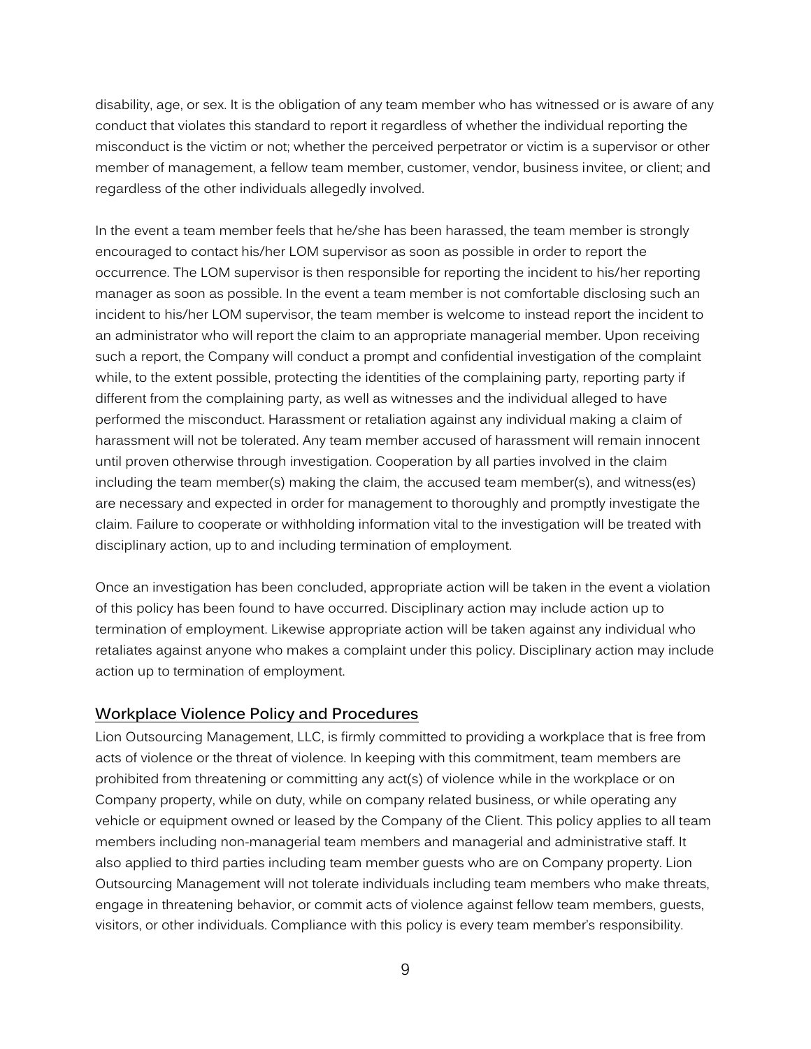disability, age, or sex. It is the obligation of any team member who has witnessed or is aware of any conduct that violates this standard to report it regardless of whether the individual reporting the misconduct is the victim or not; whether the perceived perpetrator or victim is a supervisor or other member of management, a fellow team member, customer, vendor, business invitee, or client; and regardless of the other individuals allegedly involved.

In the event a team member feels that he/she has been harassed, the team member is strongly encouraged to contact his/her LOM supervisor as soon as possible in order to report the occurrence. The LOM supervisor is then responsible for reporting the incident to his/her reporting manager as soon as possible. In the event a team member is not comfortable disclosing such an incident to his/her LOM supervisor, the team member is welcome to instead report the incident to an administrator who will report the claim to an appropriate managerial member. Upon receiving such a report, the Company will conduct a prompt and confidential investigation of the complaint while, to the extent possible, protecting the identities of the complaining party, reporting party if different from the complaining party, as well as witnesses and the individual alleged to have performed the misconduct. Harassment or retaliation against any individual making a claim of harassment will not be tolerated. Any team member accused of harassment will remain innocent until proven otherwise through investigation. Cooperation by all parties involved in the claim including the team member(s) making the claim, the accused team member(s), and witness(es) are necessary and expected in order for management to thoroughly and promptly investigate the claim. Failure to cooperate or withholding information vital to the investigation will be treated with disciplinary action, up to and including termination of employment.

Once an investigation has been concluded, appropriate action will be taken in the event a violation of this policy has been found to have occurred. Disciplinary action may include action up to termination of employment. Likewise appropriate action will be taken against any individual who retaliates against anyone who makes a complaint under this policy. Disciplinary action may include action up to termination of employment.

## Workplace Violence Policy and Procedures

Lion Outsourcing Management, LLC, is firmly committed to providing a workplace that is free from acts of violence or the threat of violence. In keeping with this commitment, team members are prohibited from threatening or committing any act(s) of violence while in the workplace or on Company property, while on duty, while on company related business, or while operating any vehicle or equipment owned or leased by the Company of the Client. This policy applies to all team members including non-managerial team members and managerial and administrative staff. It also applied to third parties including team member guests who are on Company property. Lion Outsourcing Management will not tolerate individuals including team members who make threats, engage in threatening behavior, or commit acts of violence against fellow team members, guests, visitors, or other individuals. Compliance with this policy is every team member's responsibility.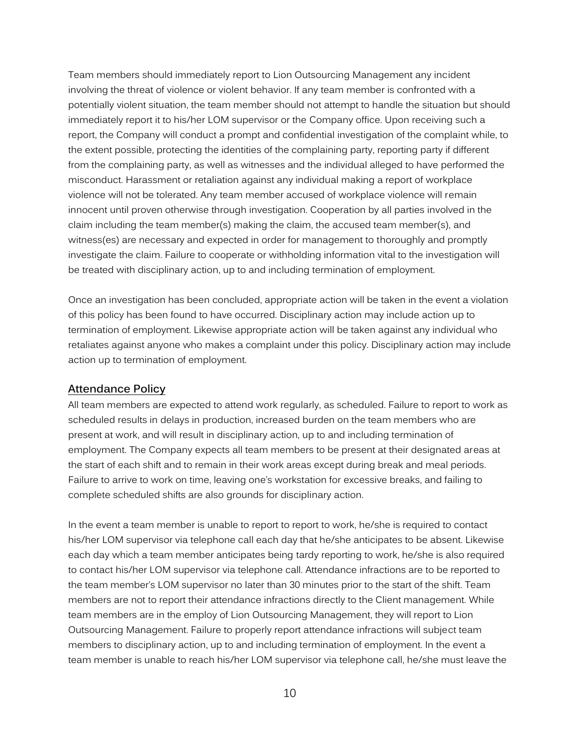Team members should immediately report to Lion Outsourcing Management any incident involving the threat of violence or violent behavior. If any team member is confronted with a potentially violent situation, the team member should not attempt to handle the situation but should immediately report it to his/her LOM supervisor or the Company office. Upon receiving such a report, the Company will conduct a prompt and confidential investigation of the complaint while, to the extent possible, protecting the identities of the complaining party, reporting party if different from the complaining party, as well as witnesses and the individual alleged to have performed the misconduct. Harassment or retaliation against any individual making a report of workplace violence will not be tolerated. Any team member accused of workplace violence will remain innocent until proven otherwise through investigation. Cooperation by all parties involved in the claim including the team member(s) making the claim, the accused team member(s), and witness(es) are necessary and expected in order for management to thoroughly and promptly investigate the claim. Failure to cooperate or withholding information vital to the investigation will be treated with disciplinary action, up to and including termination of employment.

Once an investigation has been concluded, appropriate action will be taken in the event a violation of this policy has been found to have occurred. Disciplinary action may include action up to termination of employment. Likewise appropriate action will be taken against any individual who retaliates against anyone who makes a complaint under this policy. Disciplinary action may include action up to termination of employment.

## Attendance Policy

All team members are expected to attend work regularly, as scheduled. Failure to report to work as scheduled results in delays in production, increased burden on the team members who are present at work, and will result in disciplinary action, up to and including termination of employment. The Company expects all team members to be present at their designated areas at the start of each shift and to remain in their work areas except during break and meal periods. Failure to arrive to work on time, leaving one's workstation for excessive breaks, and failing to complete scheduled shifts are also grounds for disciplinary action.

In the event a team member is unable to report to report to work, he/she is required to contact his/her LOM supervisor via telephone call each day that he/she anticipates to be absent. Likewise each day which a team member anticipates being tardy reporting to work, he/she is also required to contact his/her LOM supervisor via telephone call. Attendance infractions are to be reported to the team member's LOM supervisor no later than 30 minutes prior to the start of the shift. Team members are not to report their attendance infractions directly to the Client management. While team members are in the employ of Lion Outsourcing Management, they will report to Lion Outsourcing Management. Failure to properly report attendance infractions will subject team members to disciplinary action, up to and including termination of employment. In the event a team member is unable to reach his/her LOM supervisor via telephone call, he/she must leave the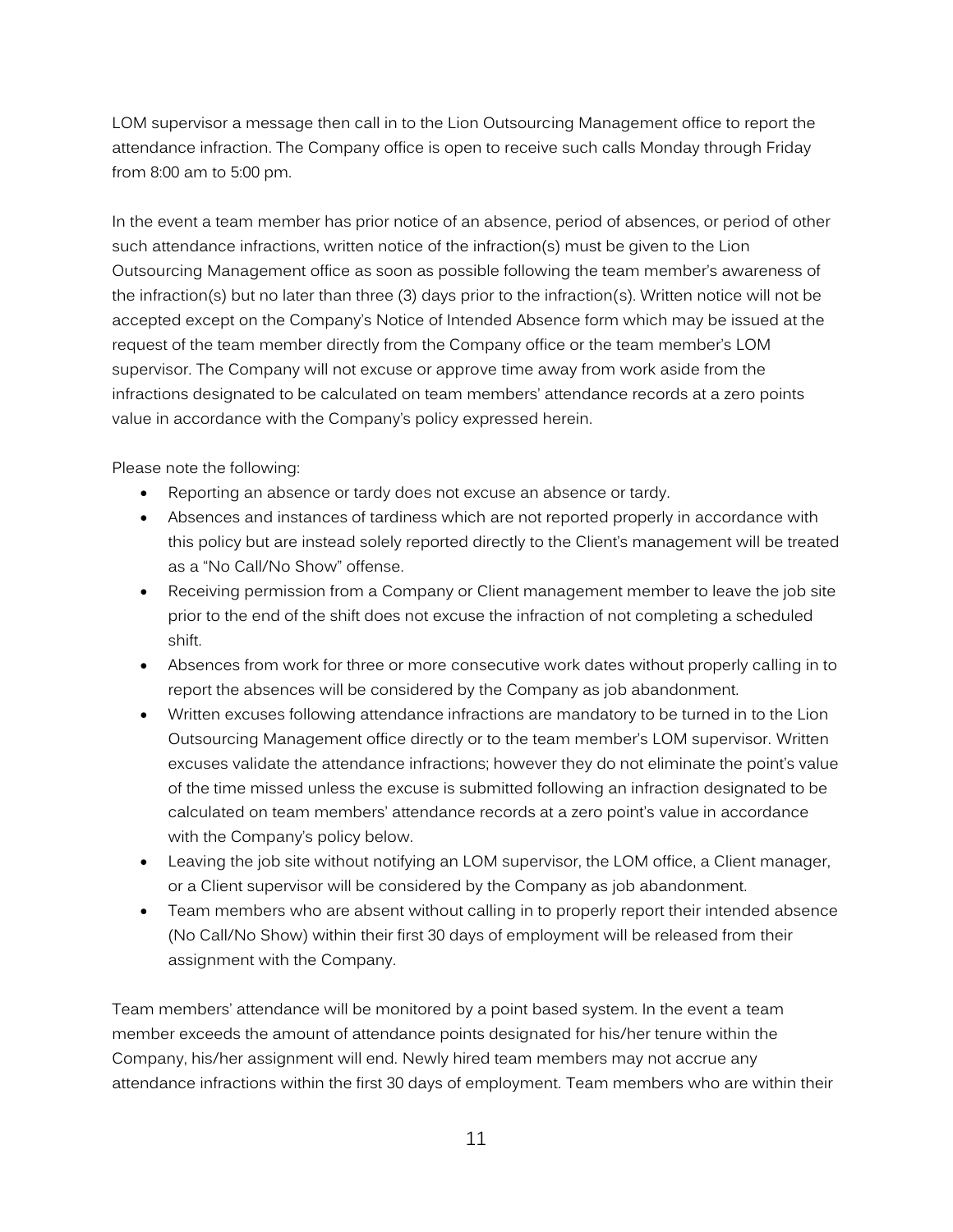LOM supervisor a message then call in to the Lion Outsourcing Management office to report the attendance infraction. The Company office is open to receive such calls Monday through Friday from 8:00 am to 5:00 pm.

In the event a team member has prior notice of an absence, period of absences, or period of other such attendance infractions, written notice of the infraction(s) must be given to the Lion Outsourcing Management office as soon as possible following the team member's awareness of the infraction(s) but no later than three (3) days prior to the infraction(s). Written notice will not be accepted except on the Company's Notice of Intended Absence form which may be issued at the request of the team member directly from the Company office or the team member's LOM supervisor. The Company will not excuse or approve time away from work aside from the infractions designated to be calculated on team members' attendance records at a zero points value in accordance with the Company's policy expressed herein.

Please note the following:

- Reporting an absence or tardy does not excuse an absence or tardy.
- Absences and instances of tardiness which are not reported properly in accordance with this policy but are instead solely reported directly to the Client's management will be treated as a "No Call/No Show" offense.
- Receiving permission from a Company or Client management member to leave the job site prior to the end of the shift does not excuse the infraction of not completing a scheduled shift.
- Absences from work for three or more consecutive work dates without properly calling in to report the absences will be considered by the Company as job abandonment.
- Written excuses following attendance infractions are mandatory to be turned in to the Lion Outsourcing Management office directly or to the team member's LOM supervisor. Written excuses validate the attendance infractions; however they do not eliminate the point's value of the time missed unless the excuse is submitted following an infraction designated to be calculated on team members' attendance records at a zero point's value in accordance with the Company's policy below.
- Leaving the job site without notifying an LOM supervisor, the LOM office, a Client manager, or a Client supervisor will be considered by the Company as job abandonment.
- Team members who are absent without calling in to properly report their intended absence (No Call/No Show) within their first 30 days of employment will be released from their assignment with the Company.

Team members' attendance will be monitored by a point based system. In the event a team member exceeds the amount of attendance points designated for his/her tenure within the Company, his/her assignment will end. Newly hired team members may not accrue any attendance infractions within the first 30 days of employment. Team members who are within their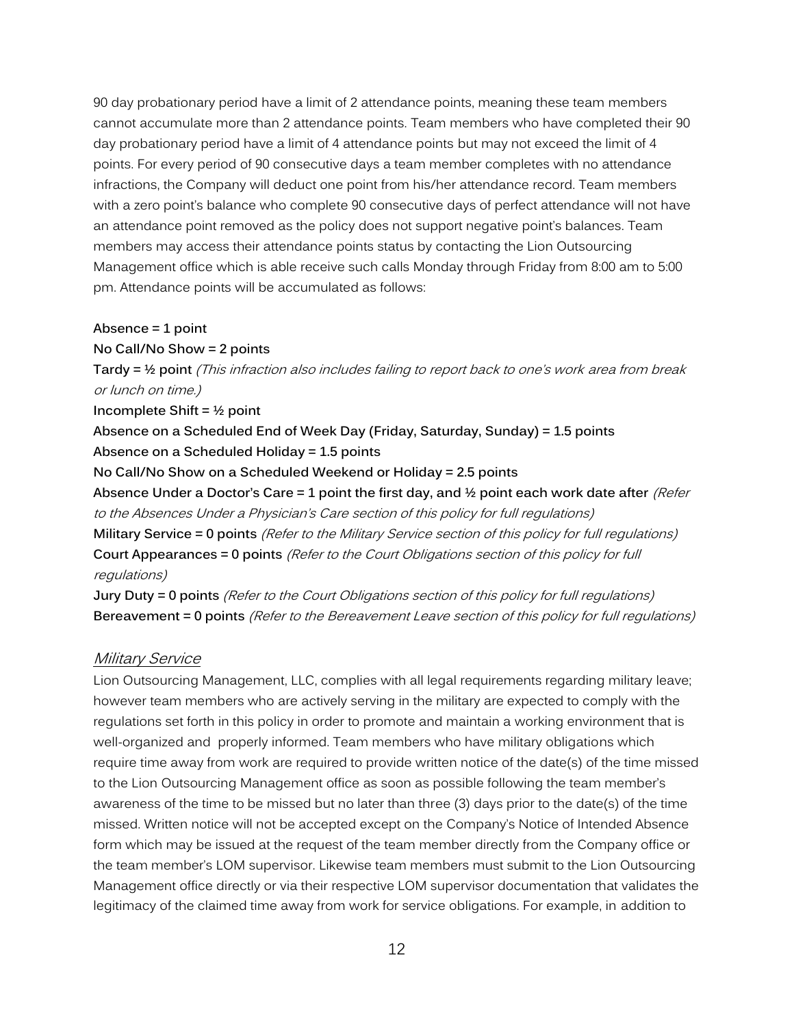90 day probationary period have a limit of 2 attendance points, meaning these team members cannot accumulate more than 2 attendance points. Team members who have completed their 90 day probationary period have a limit of 4 attendance points but may not exceed the limit of 4 points. For every period of 90 consecutive days a team member completes with no attendance infractions, the Company will deduct one point from his/her attendance record. Team members with a zero point's balance who complete 90 consecutive days of perfect attendance will not have an attendance point removed as the policy does not support negative point's balances. Team members may access their attendance points status by contacting the Lion Outsourcing Management office which is able receive such calls Monday through Friday from 8:00 am to 5:00 pm. Attendance points will be accumulated as follows:

**Absence = 1 point**
**No Call/No Show = 2 points**
**Tardy = ½ point** *(This infraction also includes failing to report back to one's work area from break or lunch on time.)*
**Incomplete Shift = ½ point**
**Absence on a Scheduled End of Week Day (Friday, Saturday, Sunday) = 1.5 points**
**Absence on a Scheduled Holiday = 1.5 points**
**No Call/No Show on a Scheduled Weekend or Holiday = 2.5 points**
**Absence Under a Doctor's Care = 1 point the first day, and ½ point each work date after** *(Refer to the Absences Under a Physician's Care section of this policy for full regulations)*
**Military Service = 0 points** *(Refer to the Military Service section of this policy for full regulations)*
**Court Appearances = 0 points** *(Refer to the Court Obligations section of this policy for full regulations)*
**Jury Duty = 0 points** *(Refer to the Court Obligations section of this policy for full regulations)*
**Bereavement = 0 points** *(Refer to the Bereavement Leave section of this policy for full regulations)*

## *Military Service*

Lion Outsourcing Management, LLC, complies with all legal requirements regarding military leave; however team members who are actively serving in the military are expected to comply with the regulations set forth in this policy in order to promote and maintain a working environment that is well-organized and properly informed. Team members who have military obligations which require time away from work are required to provide written notice of the date(s) of the time missed to the Lion Outsourcing Management office as soon as possible following the team member's awareness of the time to be missed but no later than three (3) days prior to the date(s) of the time missed. Written notice will not be accepted except on the Company's Notice of Intended Absence form which may be issued at the request of the team member directly from the Company office or the team member's LOM supervisor. Likewise team members must submit to the Lion Outsourcing Management office directly or via their respective LOM supervisor documentation that validates the legitimacy of the claimed time away from work for service obligations. For example, in addition to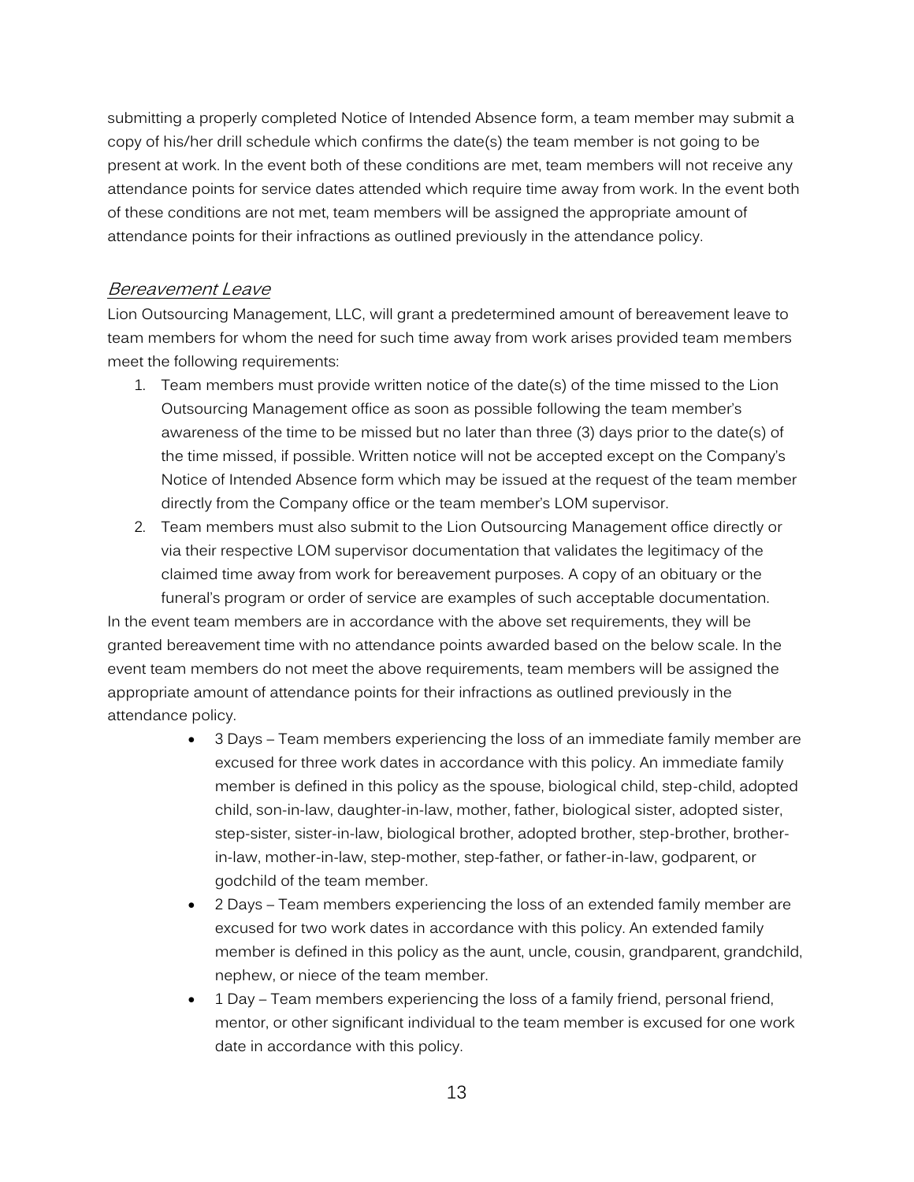submitting a properly completed Notice of Intended Absence form, a team member may submit a copy of his/her drill schedule which confirms the date(s) the team member is not going to be present at work. In the event both of these conditions are met, team members will not receive any attendance points for service dates attended which require time away from work. In the event both of these conditions are not met, team members will be assigned the appropriate amount of attendance points for their infractions as outlined previously in the attendance policy.

### *Bereavement Leave*

Lion Outsourcing Management, LLC, will grant a predetermined amount of bereavement leave to team members for whom the need for such time away from work arises provided team members meet the following requirements:

1. Team members must provide written notice of the date(s) of the time missed to the Lion Outsourcing Management office as soon as possible following the team member's awareness of the time to be missed but no later than three (3) days prior to the date(s) of the time missed, if possible. Written notice will not be accepted except on the Company's Notice of Intended Absence form which may be issued at the request of the team member directly from the Company office or the team member's LOM supervisor.
2. Team members must also submit to the Lion Outsourcing Management office directly or via their respective LOM supervisor documentation that validates the legitimacy of the claimed time away from work for bereavement purposes. A copy of an obituary or the funeral's program or order of service are examples of such acceptable documentation.

In the event team members are in accordance with the above set requirements, they will be granted bereavement time with no attendance points awarded based on the below scale. In the event team members do not meet the above requirements, team members will be assigned the appropriate amount of attendance points for their infractions as outlined previously in the attendance policy.

- 3 Days – Team members experiencing the loss of an immediate family member are excused for three work dates in accordance with this policy. An immediate family member is defined in this policy as the spouse, biological child, step-child, adopted child, son-in-law, daughter-in-law, mother, father, biological sister, adopted sister, step-sister, sister-in-law, biological brother, adopted brother, step-brother, brother-in-law, mother-in-law, step-mother, step-father, or father-in-law, godparent, or godchild of the team member.
- 2 Days – Team members experiencing the loss of an extended family member are excused for two work dates in accordance with this policy. An extended family member is defined in this policy as the aunt, uncle, cousin, grandparent, grandchild, nephew, or niece of the team member.
- 1 Day – Team members experiencing the loss of a family friend, personal friend, mentor, or other significant individual to the team member is excused for one work date in accordance with this policy.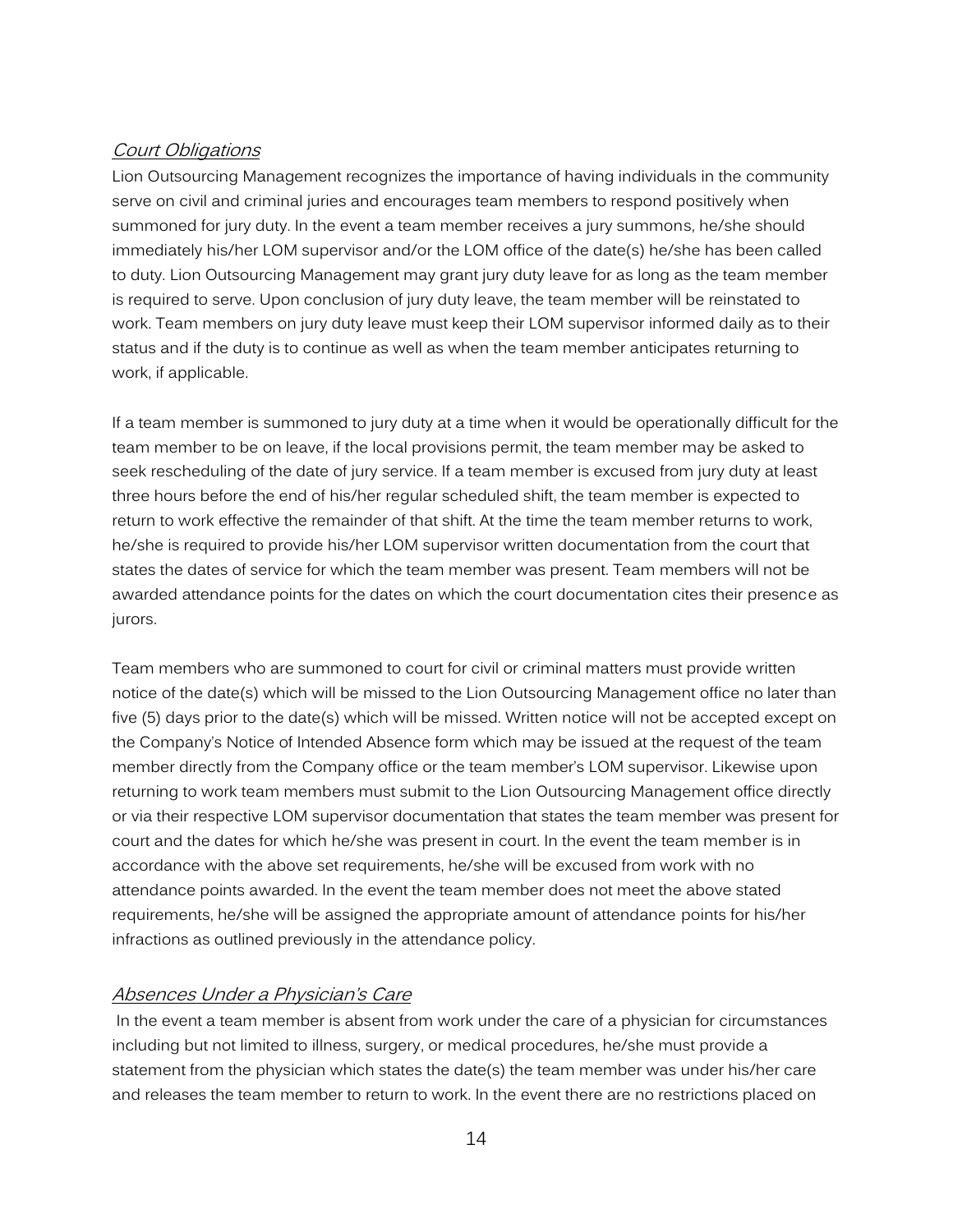### *Court Obligations*

Lion Outsourcing Management recognizes the importance of having individuals in the community serve on civil and criminal juries and encourages team members to respond positively when summoned for jury duty. In the event a team member receives a jury summons, he/she should immediately his/her LOM supervisor and/or the LOM office of the date(s) he/she has been called to duty. Lion Outsourcing Management may grant jury duty leave for as long as the team member is required to serve. Upon conclusion of jury duty leave, the team member will be reinstated to work. Team members on jury duty leave must keep their LOM supervisor informed daily as to their status and if the duty is to continue as well as when the team member anticipates returning to work, if applicable.

If a team member is summoned to jury duty at a time when it would be operationally difficult for the team member to be on leave, if the local provisions permit, the team member may be asked to seek rescheduling of the date of jury service. If a team member is excused from jury duty at least three hours before the end of his/her regular scheduled shift, the team member is expected to return to work effective the remainder of that shift. At the time the team member returns to work, he/she is required to provide his/her LOM supervisor written documentation from the court that states the dates of service for which the team member was present. Team members will not be awarded attendance points for the dates on which the court documentation cites their presence as jurors.

Team members who are summoned to court for civil or criminal matters must provide written notice of the date(s) which will be missed to the Lion Outsourcing Management office no later than five (5) days prior to the date(s) which will be missed. Written notice will not be accepted except on the Company's Notice of Intended Absence form which may be issued at the request of the team member directly from the Company office or the team member's LOM supervisor. Likewise upon returning to work team members must submit to the Lion Outsourcing Management office directly or via their respective LOM supervisor documentation that states the team member was present for court and the dates for which he/she was present in court. In the event the team member is in accordance with the above set requirements, he/she will be excused from work with no attendance points awarded. In the event the team member does not meet the above stated requirements, he/she will be assigned the appropriate amount of attendance points for his/her infractions as outlined previously in the attendance policy.

### *Absences Under a Physician's Care*

In the event a team member is absent from work under the care of a physician for circumstances including but not limited to illness, surgery, or medical procedures, he/she must provide a statement from the physician which states the date(s) the team member was under his/her care and releases the team member to return to work. In the event there are no restrictions placed on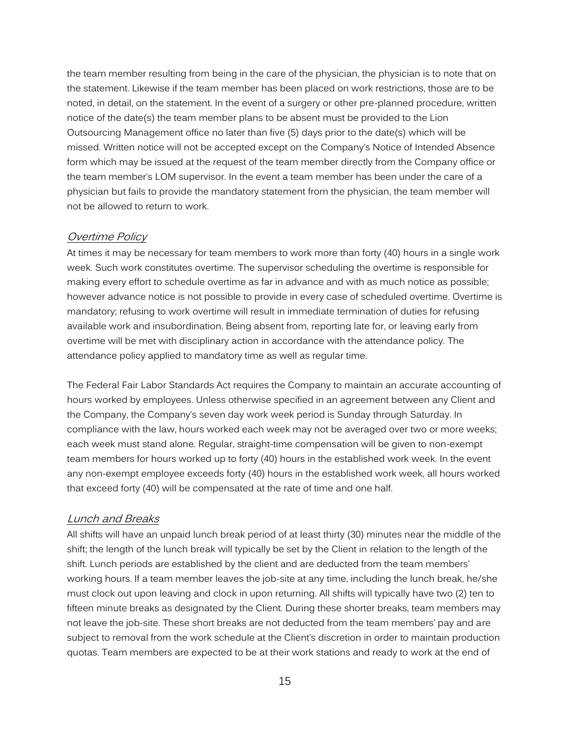the team member resulting from being in the care of the physician, the physician is to note that on the statement. Likewise if the team member has been placed on work restrictions, those are to be noted, in detail, on the statement. In the event of a surgery or other pre-planned procedure, written notice of the date(s) the team member plans to be absent must be provided to the Lion Outsourcing Management office no later than five (5) days prior to the date(s) which will be missed. Written notice will not be accepted except on the Company's Notice of Intended Absence form which may be issued at the request of the team member directly from the Company office or the team member's LOM supervisor. In the event a team member has been under the care of a physician but fails to provide the mandatory statement from the physician, the team member will not be allowed to return to work.

### *Overtime Policy*

At times it may be necessary for team members to work more than forty (40) hours in a single work week. Such work constitutes overtime. The supervisor scheduling the overtime is responsible for making every effort to schedule overtime as far in advance and with as much notice as possible; however advance notice is not possible to provide in every case of scheduled overtime. Overtime is mandatory; refusing to work overtime will result in immediate termination of duties for refusing available work and insubordination. Being absent from, reporting late for, or leaving early from overtime will be met with disciplinary action in accordance with the attendance policy. The attendance policy applied to mandatory time as well as regular time.

The Federal Fair Labor Standards Act requires the Company to maintain an accurate accounting of hours worked by employees. Unless otherwise specified in an agreement between any Client and the Company, the Company's seven day work week period is Sunday through Saturday. In compliance with the law, hours worked each week may not be averaged over two or more weeks; each week must stand alone. Regular, straight-time compensation will be given to non-exempt team members for hours worked up to forty (40) hours in the established work week. In the event any non-exempt employee exceeds forty (40) hours in the established work week, all hours worked that exceed forty (40) will be compensated at the rate of time and one half.

### *Lunch and Breaks*

All shifts will have an unpaid lunch break period of at least thirty (30) minutes near the middle of the shift; the length of the lunch break will typically be set by the Client in relation to the length of the shift. Lunch periods are established by the client and are deducted from the team members' working hours. If a team member leaves the job-site at any time, including the lunch break, he/she must clock out upon leaving and clock in upon returning. All shifts will typically have two (2) ten to fifteen minute breaks as designated by the Client. During these shorter breaks, team members may not leave the job-site. These short breaks are not deducted from the team members' pay and are subject to removal from the work schedule at the Client's discretion in order to maintain production quotas. Team members are expected to be at their work stations and ready to work at the end of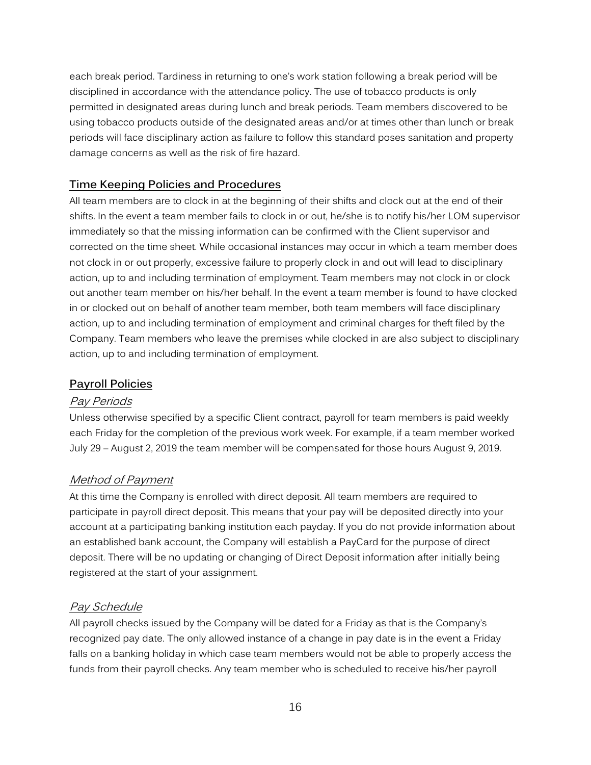each break period. Tardiness in returning to one's work station following a break period will be disciplined in accordance with the attendance policy. The use of tobacco products is only permitted in designated areas during lunch and break periods. Team members discovered to be using tobacco products outside of the designated areas and/or at times other than lunch or break periods will face disciplinary action as failure to follow this standard poses sanitation and property damage concerns as well as the risk of fire hazard.

## Time Keeping Policies and Procedures

All team members are to clock in at the beginning of their shifts and clock out at the end of their shifts. In the event a team member fails to clock in or out, he/she is to notify his/her LOM supervisor immediately so that the missing information can be confirmed with the Client supervisor and corrected on the time sheet. While occasional instances may occur in which a team member does not clock in or out properly, excessive failure to properly clock in and out will lead to disciplinary action, up to and including termination of employment. Team members may not clock in or clock out another team member on his/her behalf. In the event a team member is found to have clocked in or clocked out on behalf of another team member, both team members will face disciplinary action, up to and including termination of employment and criminal charges for theft filed by the Company. Team members who leave the premises while clocked in are also subject to disciplinary action, up to and including termination of employment.

## Payroll Policies

### *Pay Periods*

Unless otherwise specified by a specific Client contract, payroll for team members is paid weekly each Friday for the completion of the previous work week. For example, if a team member worked July 29 – August 2, 2019 the team member will be compensated for those hours August 9, 2019.

### *Method of Payment*

At this time the Company is enrolled with direct deposit. All team members are required to participate in payroll direct deposit. This means that your pay will be deposited directly into your account at a participating banking institution each payday. If you do not provide information about an established bank account, the Company will establish a PayCard for the purpose of direct deposit. There will be no updating or changing of Direct Deposit information after initially being registered at the start of your assignment.

### *Pay Schedule*

All payroll checks issued by the Company will be dated for a Friday as that is the Company's recognized pay date. The only allowed instance of a change in pay date is in the event a Friday falls on a banking holiday in which case team members would not be able to properly access the funds from their payroll checks. Any team member who is scheduled to receive his/her payroll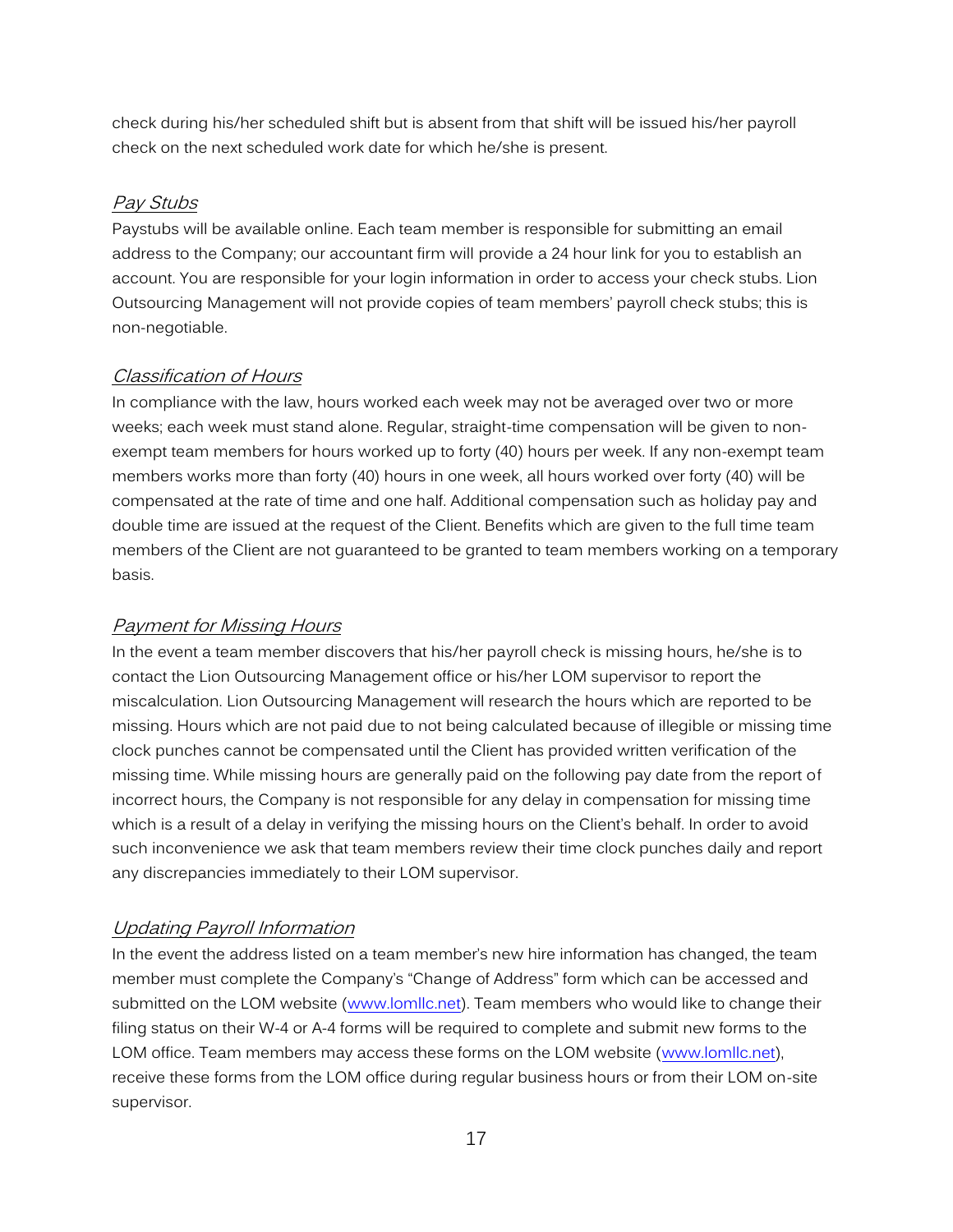check during his/her scheduled shift but is absent from that shift will be issued his/her payroll check on the next scheduled work date for which he/she is present.

### *Pay Stubs*

Paystubs will be available online. Each team member is responsible for submitting an email address to the Company; our accountant firm will provide a 24 hour link for you to establish an account. You are responsible for your login information in order to access your check stubs. Lion Outsourcing Management will not provide copies of team members' payroll check stubs; this is non-negotiable.

### *Classification of Hours*

In compliance with the law, hours worked each week may not be averaged over two or more weeks; each week must stand alone. Regular, straight-time compensation will be given to non-exempt team members for hours worked up to forty (40) hours per week. If any non-exempt team members works more than forty (40) hours in one week, all hours worked over forty (40) will be compensated at the rate of time and one half. Additional compensation such as holiday pay and double time are issued at the request of the Client. Benefits which are given to the full time team members of the Client are not guaranteed to be granted to team members working on a temporary basis.

### *Payment for Missing Hours*

In the event a team member discovers that his/her payroll check is missing hours, he/she is to contact the Lion Outsourcing Management office or his/her LOM supervisor to report the miscalculation. Lion Outsourcing Management will research the hours which are reported to be missing. Hours which are not paid due to not being calculated because of illegible or missing time clock punches cannot be compensated until the Client has provided written verification of the missing time. While missing hours are generally paid on the following pay date from the report of incorrect hours, the Company is not responsible for any delay in compensation for missing time which is a result of a delay in verifying the missing hours on the Client's behalf. In order to avoid such inconvenience we ask that team members review their time clock punches daily and report any discrepancies immediately to their LOM supervisor.

### *Updating Payroll Information*

In the event the address listed on a team member's new hire information has changed, the team member must complete the Company's "Change of Address" form which can be accessed and submitted on the LOM website (www.lomllc.net). Team members who would like to change their filing status on their W-4 or A-4 forms will be required to complete and submit new forms to the LOM office. Team members may access these forms on the LOM website (www.lomllc.net), receive these forms from the LOM office during regular business hours or from their LOM on-site supervisor.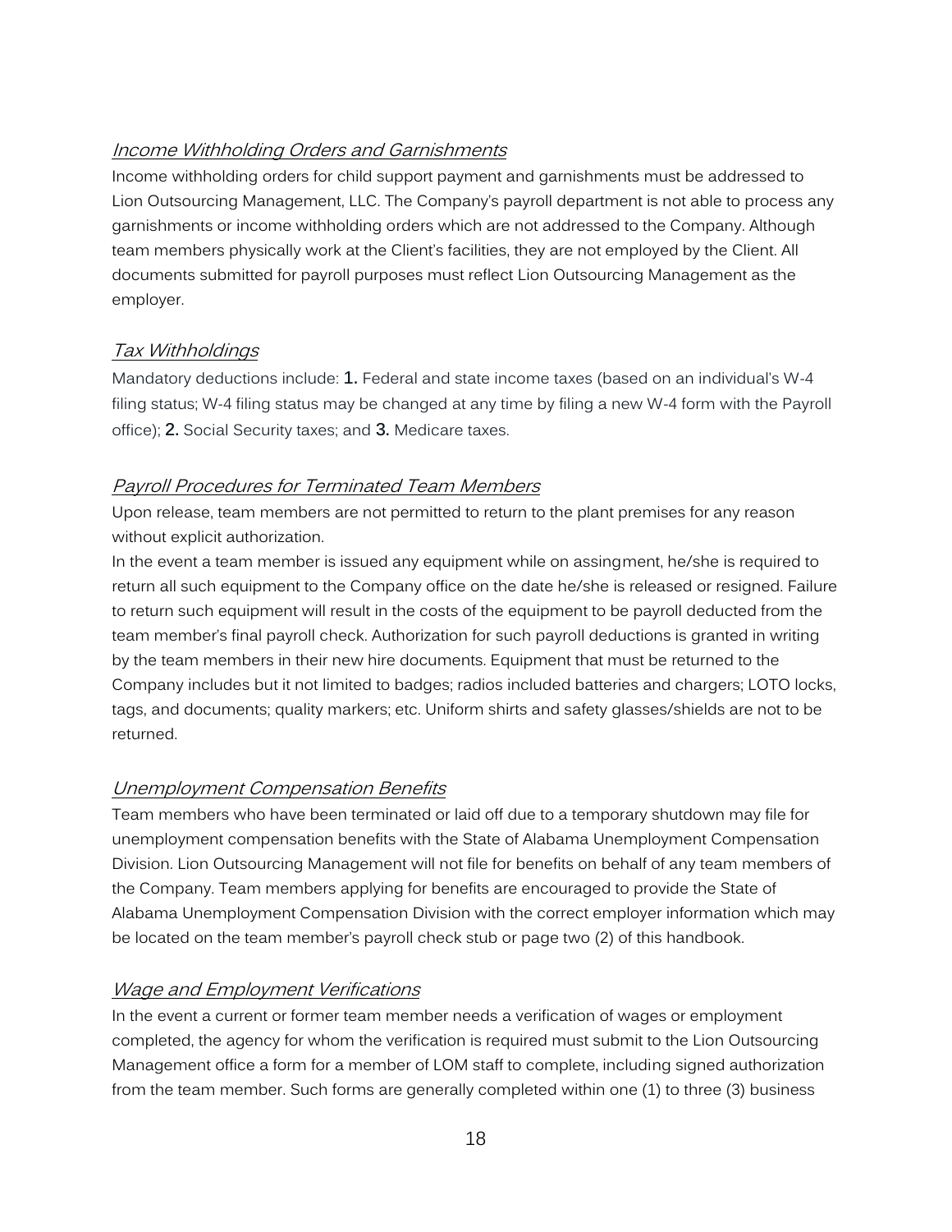### *Income Withholding Orders and Garnishments*

Income withholding orders for child support payment and garnishments must be addressed to Lion Outsourcing Management, LLC. The Company's payroll department is not able to process any garnishments or income withholding orders which are not addressed to the Company. Although team members physically work at the Client's facilities, they are not employed by the Client. All documents submitted for payroll purposes must reflect Lion Outsourcing Management as the employer.

### *Tax Withholdings*

Mandatory deductions include: **1.** Federal and state income taxes (based on an individual's W-4 filing status; W-4 filing status may be changed at any time by filing a new W-4 form with the Payroll office); **2.** Social Security taxes; and **3.** Medicare taxes.

### *Payroll Procedures for Terminated Team Members*

Upon release, team members are not permitted to return to the plant premises for any reason without explicit authorization.

In the event a team member is issued any equipment while on assingment, he/she is required to return all such equipment to the Company office on the date he/she is released or resigned. Failure to return such equipment will result in the costs of the equipment to be payroll deducted from the team member's final payroll check. Authorization for such payroll deductions is granted in writing by the team members in their new hire documents. Equipment that must be returned to the Company includes but it not limited to badges; radios included batteries and chargers; LOTO locks, tags, and documents; quality markers; etc. Uniform shirts and safety glasses/shields are not to be returned.

### *Unemployment Compensation Benefits*

Team members who have been terminated or laid off due to a temporary shutdown may file for unemployment compensation benefits with the State of Alabama Unemployment Compensation Division. Lion Outsourcing Management will not file for benefits on behalf of any team members of the Company. Team members applying for benefits are encouraged to provide the State of Alabama Unemployment Compensation Division with the correct employer information which may be located on the team member's payroll check stub or page two (2) of this handbook.

### *Wage and Employment Verifications*

In the event a current or former team member needs a verification of wages or employment completed, the agency for whom the verification is required must submit to the Lion Outsourcing Management office a form for a member of LOM staff to complete, including signed authorization from the team member. Such forms are generally completed within one (1) to three (3) business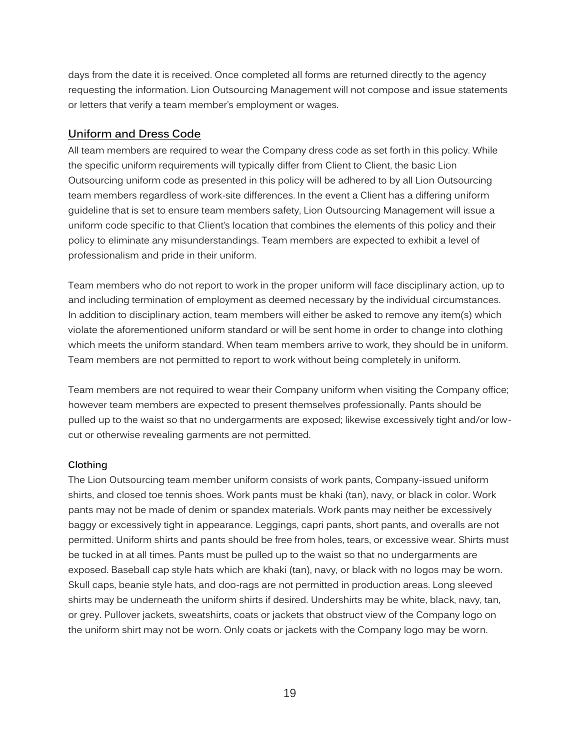days from the date it is received. Once completed all forms are returned directly to the agency requesting the information. Lion Outsourcing Management will not compose and issue statements or letters that verify a team member's employment or wages.

## Uniform and Dress Code

All team members are required to wear the Company dress code as set forth in this policy. While the specific uniform requirements will typically differ from Client to Client, the basic Lion Outsourcing uniform code as presented in this policy will be adhered to by all Lion Outsourcing team members regardless of work-site differences. In the event a Client has a differing uniform guideline that is set to ensure team members safety, Lion Outsourcing Management will issue a uniform code specific to that Client's location that combines the elements of this policy and their policy to eliminate any misunderstandings. Team members are expected to exhibit a level of professionalism and pride in their uniform.

Team members who do not report to work in the proper uniform will face disciplinary action, up to and including termination of employment as deemed necessary by the individual circumstances. In addition to disciplinary action, team members will either be asked to remove any item(s) which violate the aforementioned uniform standard or will be sent home in order to change into clothing which meets the uniform standard. When team members arrive to work, they should be in uniform. Team members are not permitted to report to work without being completely in uniform.

Team members are not required to wear their Company uniform when visiting the Company office; however team members are expected to present themselves professionally. Pants should be pulled up to the waist so that no undergarments are exposed; likewise excessively tight and/or low-cut or otherwise revealing garments are not permitted.

### Clothing

The Lion Outsourcing team member uniform consists of work pants, Company-issued uniform shirts, and closed toe tennis shoes. Work pants must be khaki (tan), navy, or black in color. Work pants may not be made of denim or spandex materials. Work pants may neither be excessively baggy or excessively tight in appearance. Leggings, capri pants, short pants, and overalls are not permitted. Uniform shirts and pants should be free from holes, tears, or excessive wear. Shirts must be tucked in at all times. Pants must be pulled up to the waist so that no undergarments are exposed. Baseball cap style hats which are khaki (tan), navy, or black with no logos may be worn. Skull caps, beanie style hats, and doo-rags are not permitted in production areas. Long sleeved shirts may be underneath the uniform shirts if desired. Undershirts may be white, black, navy, tan, or grey. Pullover jackets, sweatshirts, coats or jackets that obstruct view of the Company logo on the uniform shirt may not be worn. Only coats or jackets with the Company logo may be worn.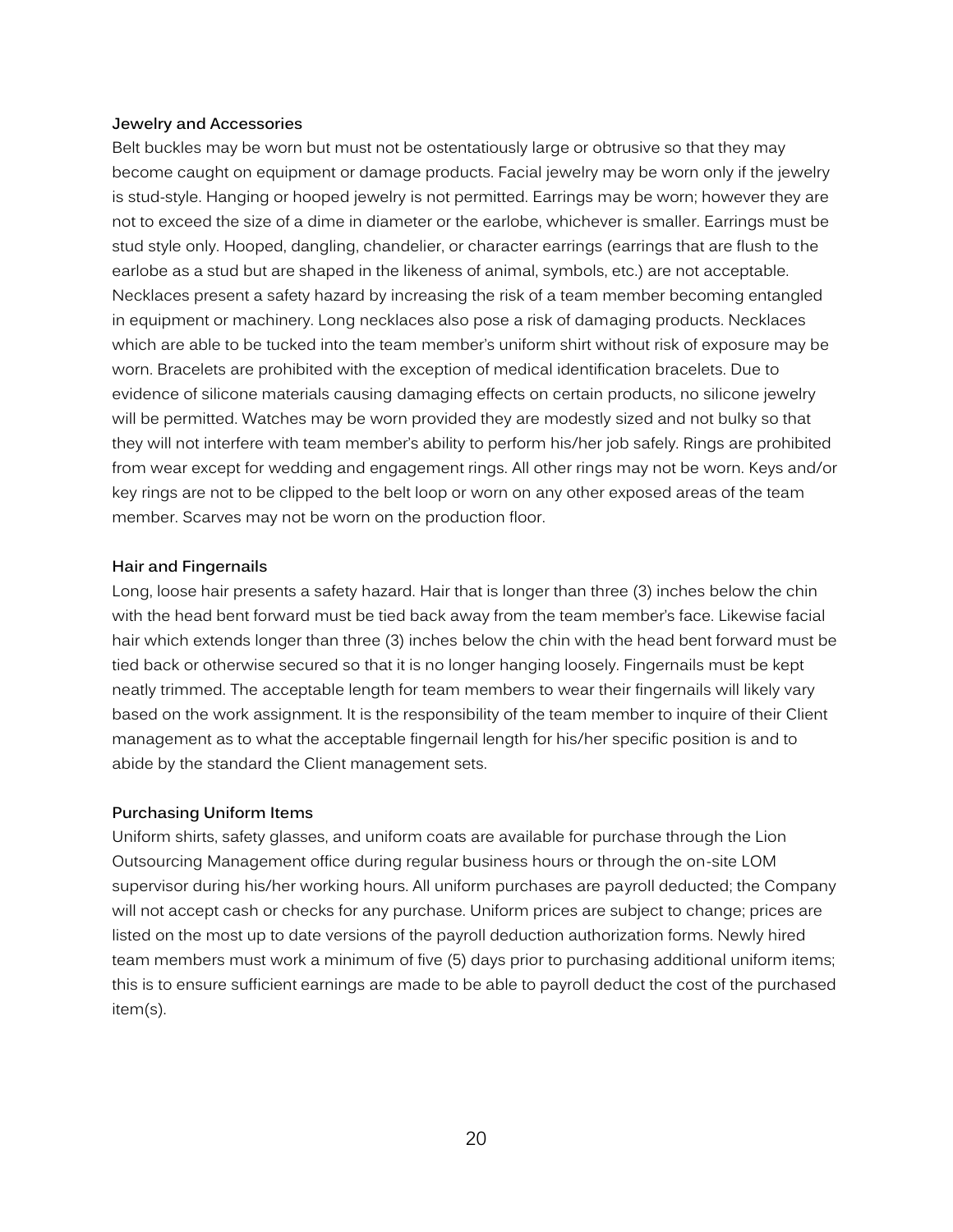### Jewelry and Accessories

Belt buckles may be worn but must not be ostentatiously large or obtrusive so that they may become caught on equipment or damage products. Facial jewelry may be worn only if the jewelry is stud-style. Hanging or hooped jewelry is not permitted. Earrings may be worn; however they are not to exceed the size of a dime in diameter or the earlobe, whichever is smaller. Earrings must be stud style only. Hooped, dangling, chandelier, or character earrings (earrings that are flush to the earlobe as a stud but are shaped in the likeness of animal, symbols, etc.) are not acceptable. Necklaces present a safety hazard by increasing the risk of a team member becoming entangled in equipment or machinery. Long necklaces also pose a risk of damaging products. Necklaces which are able to be tucked into the team member's uniform shirt without risk of exposure may be worn. Bracelets are prohibited with the exception of medical identification bracelets. Due to evidence of silicone materials causing damaging effects on certain products, no silicone jewelry will be permitted. Watches may be worn provided they are modestly sized and not bulky so that they will not interfere with team member's ability to perform his/her job safely. Rings are prohibited from wear except for wedding and engagement rings. All other rings may not be worn. Keys and/or key rings are not to be clipped to the belt loop or worn on any other exposed areas of the team member. Scarves may not be worn on the production floor.

### Hair and Fingernails

Long, loose hair presents a safety hazard. Hair that is longer than three (3) inches below the chin with the head bent forward must be tied back away from the team member's face. Likewise facial hair which extends longer than three (3) inches below the chin with the head bent forward must be tied back or otherwise secured so that it is no longer hanging loosely. Fingernails must be kept neatly trimmed. The acceptable length for team members to wear their fingernails will likely vary based on the work assignment. It is the responsibility of the team member to inquire of their Client management as to what the acceptable fingernail length for his/her specific position is and to abide by the standard the Client management sets.

### Purchasing Uniform Items

Uniform shirts, safety glasses, and uniform coats are available for purchase through the Lion Outsourcing Management office during regular business hours or through the on-site LOM supervisor during his/her working hours. All uniform purchases are payroll deducted; the Company will not accept cash or checks for any purchase. Uniform prices are subject to change; prices are listed on the most up to date versions of the payroll deduction authorization forms. Newly hired team members must work a minimum of five (5) days prior to purchasing additional uniform items; this is to ensure sufficient earnings are made to be able to payroll deduct the cost of the purchased item(s).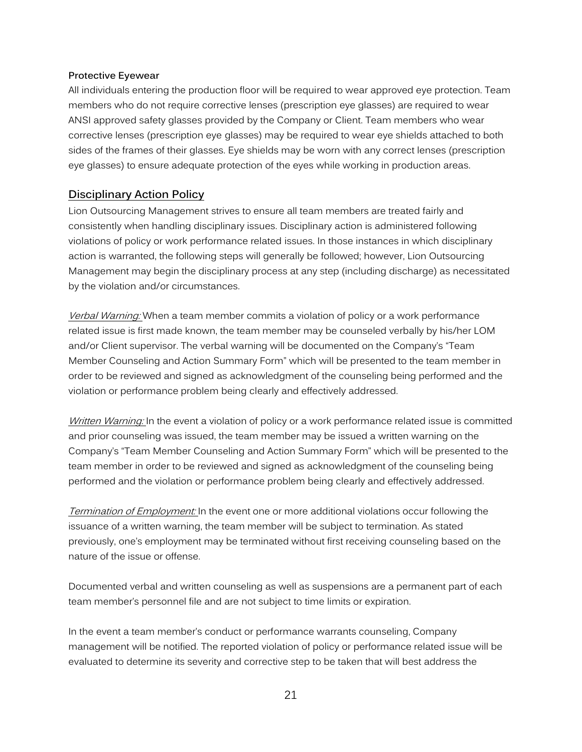**Protective Eyewear**

All individuals entering the production floor will be required to wear approved eye protection. Team members who do not require corrective lenses (prescription eye glasses) are required to wear ANSI approved safety glasses provided by the Company or Client. Team members who wear corrective lenses (prescription eye glasses) may be required to wear eye shields attached to both sides of the frames of their glasses. Eye shields may be worn with any correct lenses (prescription eye glasses) to ensure adequate protection of the eyes while working in production areas.

## Disciplinary Action Policy

Lion Outsourcing Management strives to ensure all team members are treated fairly and consistently when handling disciplinary issues. Disciplinary action is administered following violations of policy or work performance related issues. In those instances in which disciplinary action is warranted, the following steps will generally be followed; however, Lion Outsourcing Management may begin the disciplinary process at any step (including discharge) as necessitated by the violation and/or circumstances.

*Verbal Warning:* When a team member commits a violation of policy or a work performance related issue is first made known, the team member may be counseled verbally by his/her LOM and/or Client supervisor. The verbal warning will be documented on the Company's "Team Member Counseling and Action Summary Form" which will be presented to the team member in order to be reviewed and signed as acknowledgment of the counseling being performed and the violation or performance problem being clearly and effectively addressed.

*Written Warning:* In the event a violation of policy or a work performance related issue is committed and prior counseling was issued, the team member may be issued a written warning on the Company's "Team Member Counseling and Action Summary Form" which will be presented to the team member in order to be reviewed and signed as acknowledgment of the counseling being performed and the violation or performance problem being clearly and effectively addressed.

*Termination of Employment:* In the event one or more additional violations occur following the issuance of a written warning, the team member will be subject to termination. As stated previously, one's employment may be terminated without first receiving counseling based on the nature of the issue or offense.

Documented verbal and written counseling as well as suspensions are a permanent part of each team member's personnel file and are not subject to time limits or expiration.

In the event a team member's conduct or performance warrants counseling, Company management will be notified. The reported violation of policy or performance related issue will be evaluated to determine its severity and corrective step to be taken that will best address the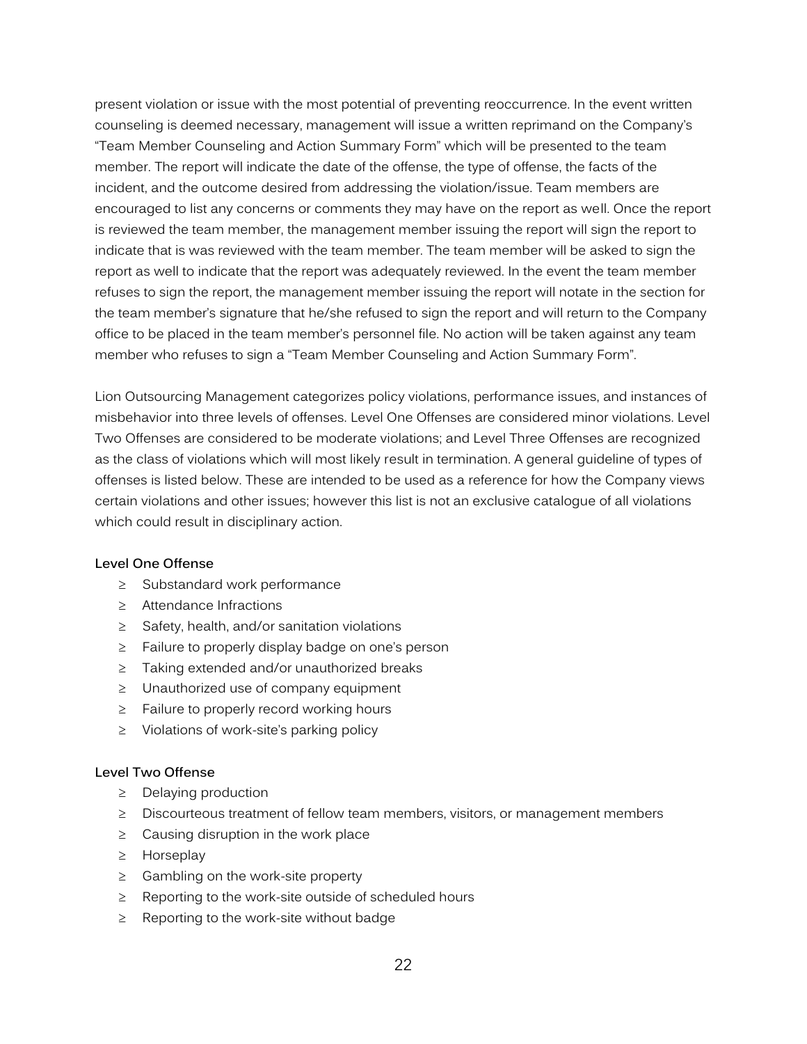present violation or issue with the most potential of preventing reoccurrence. In the event written counseling is deemed necessary, management will issue a written reprimand on the Company's "Team Member Counseling and Action Summary Form" which will be presented to the team member. The report will indicate the date of the offense, the type of offense, the facts of the incident, and the outcome desired from addressing the violation/issue. Team members are encouraged to list any concerns or comments they may have on the report as well. Once the report is reviewed the team member, the management member issuing the report will sign the report to indicate that is was reviewed with the team member. The team member will be asked to sign the report as well to indicate that the report was adequately reviewed. In the event the team member refuses to sign the report, the management member issuing the report will notate in the section for the team member's signature that he/she refused to sign the report and will return to the Company office to be placed in the team member's personnel file. No action will be taken against any team member who refuses to sign a "Team Member Counseling and Action Summary Form".

Lion Outsourcing Management categorizes policy violations, performance issues, and instances of misbehavior into three levels of offenses. Level One Offenses are considered minor violations. Level Two Offenses are considered to be moderate violations; and Level Three Offenses are recognized as the class of violations which will most likely result in termination. A general guideline of types of offenses is listed below. These are intended to be used as a reference for how the Company views certain violations and other issues; however this list is not an exclusive catalogue of all violations which could result in disciplinary action.

**Level One Offense**

- Substandard work performance
- Attendance Infractions
- Safety, health, and/or sanitation violations
- Failure to properly display badge on one's person
- Taking extended and/or unauthorized breaks
- Unauthorized use of company equipment
- Failure to properly record working hours
- Violations of work-site's parking policy

**Level Two Offense**

- Delaying production
- Discourteous treatment of fellow team members, visitors, or management members
- Causing disruption in the work place
- Horseplay
- Gambling on the work-site property
- Reporting to the work-site outside of scheduled hours
- Reporting to the work-site without badge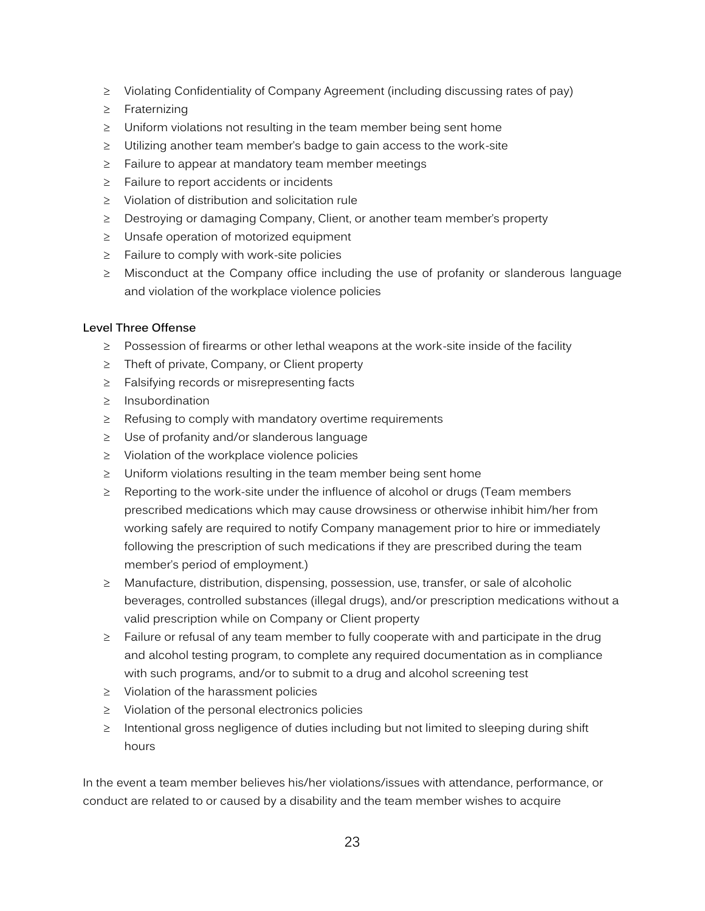- Violating Confidentiality of Company Agreement (including discussing rates of pay)
- Fraternizing
- Uniform violations not resulting in the team member being sent home
- Utilizing another team member's badge to gain access to the work-site
- Failure to appear at mandatory team member meetings
- Failure to report accidents or incidents
- Violation of distribution and solicitation rule
- Destroying or damaging Company, Client, or another team member's property
- Unsafe operation of motorized equipment
- Failure to comply with work-site policies
- Misconduct at the Company office including the use of profanity or slanderous language and violation of the workplace violence policies

**Level Three Offense**

- Possession of firearms or other lethal weapons at the work-site inside of the facility
- Theft of private, Company, or Client property
- Falsifying records or misrepresenting facts
- Insubordination
- Refusing to comply with mandatory overtime requirements
- Use of profanity and/or slanderous language
- Violation of the workplace violence policies
- Uniform violations resulting in the team member being sent home
- Reporting to the work-site under the influence of alcohol or drugs (Team members prescribed medications which may cause drowsiness or otherwise inhibit him/her from working safely are required to notify Company management prior to hire or immediately following the prescription of such medications if they are prescribed during the team member's period of employment.)
- Manufacture, distribution, dispensing, possession, use, transfer, or sale of alcoholic beverages, controlled substances (illegal drugs), and/or prescription medications without a valid prescription while on Company or Client property
- Failure or refusal of any team member to fully cooperate with and participate in the drug and alcohol testing program, to complete any required documentation as in compliance with such programs, and/or to submit to a drug and alcohol screening test
- Violation of the harassment policies
- Violation of the personal electronics policies
- Intentional gross negligence of duties including but not limited to sleeping during shift hours

In the event a team member believes his/her violations/issues with attendance, performance, or conduct are related to or caused by a disability and the team member wishes to acquire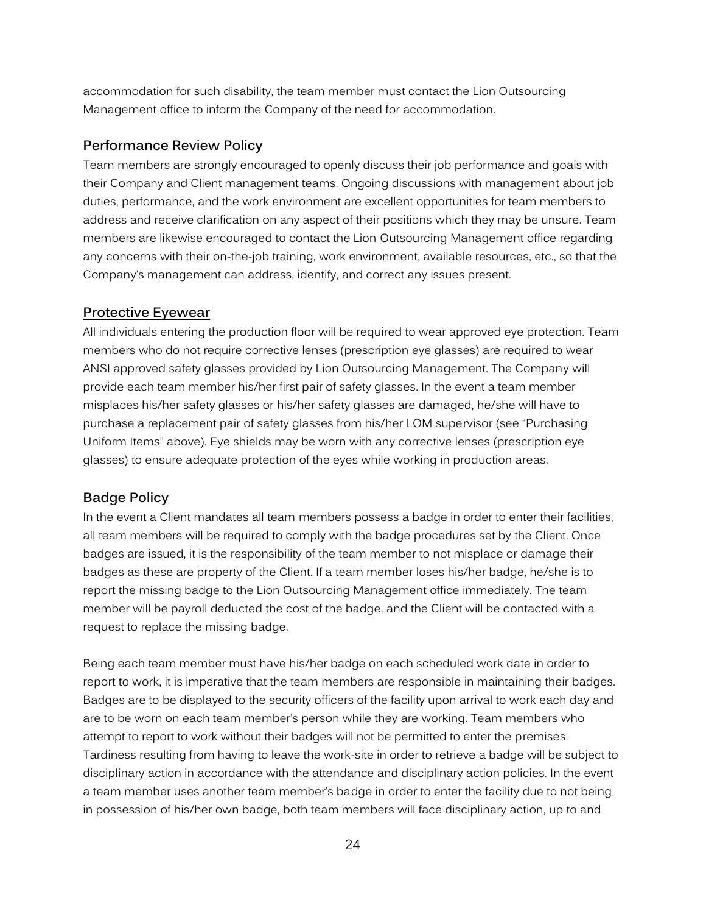accommodation for such disability, the team member must contact the Lion Outsourcing Management office to inform the Company of the need for accommodation.

## Performance Review Policy

Team members are strongly encouraged to openly discuss their job performance and goals with their Company and Client management teams. Ongoing discussions with management about job duties, performance, and the work environment are excellent opportunities for team members to address and receive clarification on any aspect of their positions which they may be unsure. Team members are likewise encouraged to contact the Lion Outsourcing Management office regarding any concerns with their on-the-job training, work environment, available resources, etc., so that the Company's management can address, identify, and correct any issues present.

## Protective Eyewear

All individuals entering the production floor will be required to wear approved eye protection. Team members who do not require corrective lenses (prescription eye glasses) are required to wear ANSI approved safety glasses provided by Lion Outsourcing Management. The Company will provide each team member his/her first pair of safety glasses. In the event a team member misplaces his/her safety glasses or his/her safety glasses are damaged, he/she will have to purchase a replacement pair of safety glasses from his/her LOM supervisor (see "Purchasing Uniform Items" above). Eye shields may be worn with any corrective lenses (prescription eye glasses) to ensure adequate protection of the eyes while working in production areas.

## Badge Policy

In the event a Client mandates all team members possess a badge in order to enter their facilities, all team members will be required to comply with the badge procedures set by the Client. Once badges are issued, it is the responsibility of the team member to not misplace or damage their badges as these are property of the Client. If a team member loses his/her badge, he/she is to report the missing badge to the Lion Outsourcing Management office immediately. The team member will be payroll deducted the cost of the badge, and the Client will be contacted with a request to replace the missing badge.

Being each team member must have his/her badge on each scheduled work date in order to report to work, it is imperative that the team members are responsible in maintaining their badges. Badges are to be displayed to the security officers of the facility upon arrival to work each day and are to be worn on each team member's person while they are working. Team members who attempt to report to work without their badges will not be permitted to enter the premises. Tardiness resulting from having to leave the work-site in order to retrieve a badge will be subject to disciplinary action in accordance with the attendance and disciplinary action policies. In the event a team member uses another team member's badge in order to enter the facility due to not being in possession of his/her own badge, both team members will face disciplinary action, up to and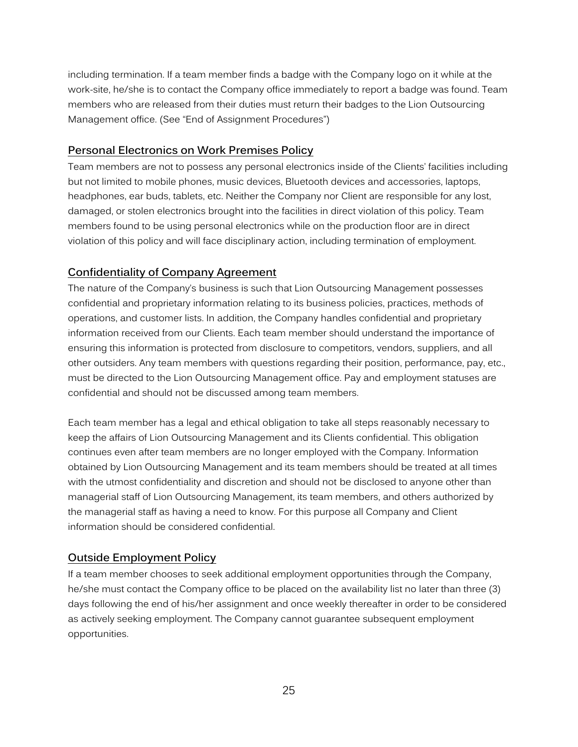including termination. If a team member finds a badge with the Company logo on it while at the work-site, he/she is to contact the Company office immediately to report a badge was found. Team members who are released from their duties must return their badges to the Lion Outsourcing Management office. (See "End of Assignment Procedures")

## Personal Electronics on Work Premises Policy

Team members are not to possess any personal electronics inside of the Clients' facilities including but not limited to mobile phones, music devices, Bluetooth devices and accessories, laptops, headphones, ear buds, tablets, etc. Neither the Company nor Client are responsible for any lost, damaged, or stolen electronics brought into the facilities in direct violation of this policy. Team members found to be using personal electronics while on the production floor are in direct violation of this policy and will face disciplinary action, including termination of employment.

## Confidentiality of Company Agreement

The nature of the Company's business is such that Lion Outsourcing Management possesses confidential and proprietary information relating to its business policies, practices, methods of operations, and customer lists. In addition, the Company handles confidential and proprietary information received from our Clients. Each team member should understand the importance of ensuring this information is protected from disclosure to competitors, vendors, suppliers, and all other outsiders. Any team members with questions regarding their position, performance, pay, etc., must be directed to the Lion Outsourcing Management office. Pay and employment statuses are confidential and should not be discussed among team members.

Each team member has a legal and ethical obligation to take all steps reasonably necessary to keep the affairs of Lion Outsourcing Management and its Clients confidential. This obligation continues even after team members are no longer employed with the Company. Information obtained by Lion Outsourcing Management and its team members should be treated at all times with the utmost confidentiality and discretion and should not be disclosed to anyone other than managerial staff of Lion Outsourcing Management, its team members, and others authorized by the managerial staff as having a need to know. For this purpose all Company and Client information should be considered confidential.

## Outside Employment Policy

If a team member chooses to seek additional employment opportunities through the Company, he/she must contact the Company office to be placed on the availability list no later than three (3) days following the end of his/her assignment and once weekly thereafter in order to be considered as actively seeking employment. The Company cannot guarantee subsequent employment opportunities.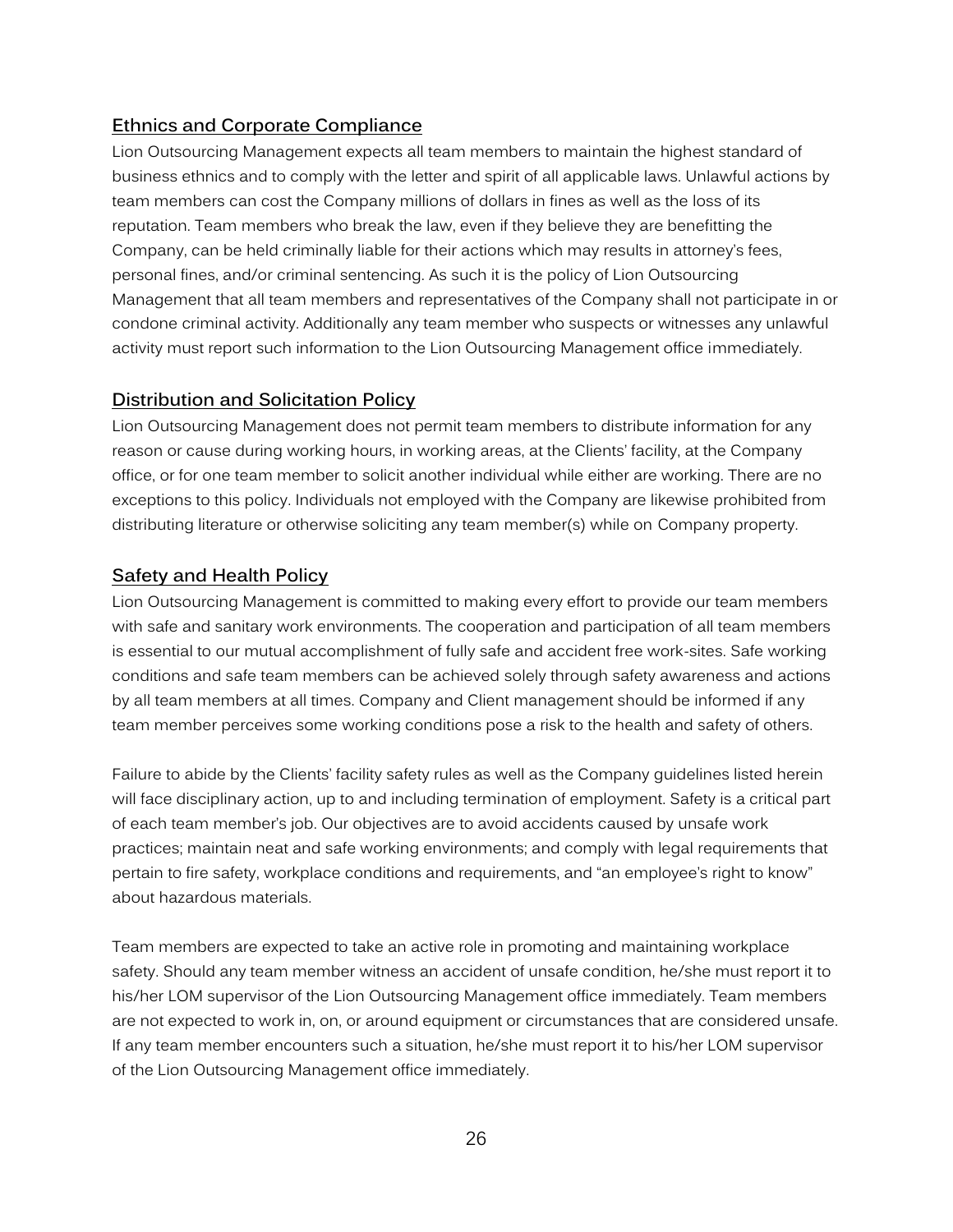## Ethnics and Corporate Compliance

Lion Outsourcing Management expects all team members to maintain the highest standard of business ethnics and to comply with the letter and spirit of all applicable laws. Unlawful actions by team members can cost the Company millions of dollars in fines as well as the loss of its reputation. Team members who break the law, even if they believe they are benefitting the Company, can be held criminally liable for their actions which may results in attorney's fees, personal fines, and/or criminal sentencing. As such it is the policy of Lion Outsourcing Management that all team members and representatives of the Company shall not participate in or condone criminal activity. Additionally any team member who suspects or witnesses any unlawful activity must report such information to the Lion Outsourcing Management office immediately.

## Distribution and Solicitation Policy

Lion Outsourcing Management does not permit team members to distribute information for any reason or cause during working hours, in working areas, at the Clients' facility, at the Company office, or for one team member to solicit another individual while either are working. There are no exceptions to this policy. Individuals not employed with the Company are likewise prohibited from distributing literature or otherwise soliciting any team member(s) while on Company property.

## Safety and Health Policy

Lion Outsourcing Management is committed to making every effort to provide our team members with safe and sanitary work environments. The cooperation and participation of all team members is essential to our mutual accomplishment of fully safe and accident free work-sites. Safe working conditions and safe team members can be achieved solely through safety awareness and actions by all team members at all times. Company and Client management should be informed if any team member perceives some working conditions pose a risk to the health and safety of others.

Failure to abide by the Clients' facility safety rules as well as the Company guidelines listed herein will face disciplinary action, up to and including termination of employment. Safety is a critical part of each team member's job. Our objectives are to avoid accidents caused by unsafe work practices; maintain neat and safe working environments; and comply with legal requirements that pertain to fire safety, workplace conditions and requirements, and "an employee's right to know" about hazardous materials.

Team members are expected to take an active role in promoting and maintaining workplace safety. Should any team member witness an accident of unsafe condition, he/she must report it to his/her LOM supervisor of the Lion Outsourcing Management office immediately. Team members are not expected to work in, on, or around equipment or circumstances that are considered unsafe. If any team member encounters such a situation, he/she must report it to his/her LOM supervisor of the Lion Outsourcing Management office immediately.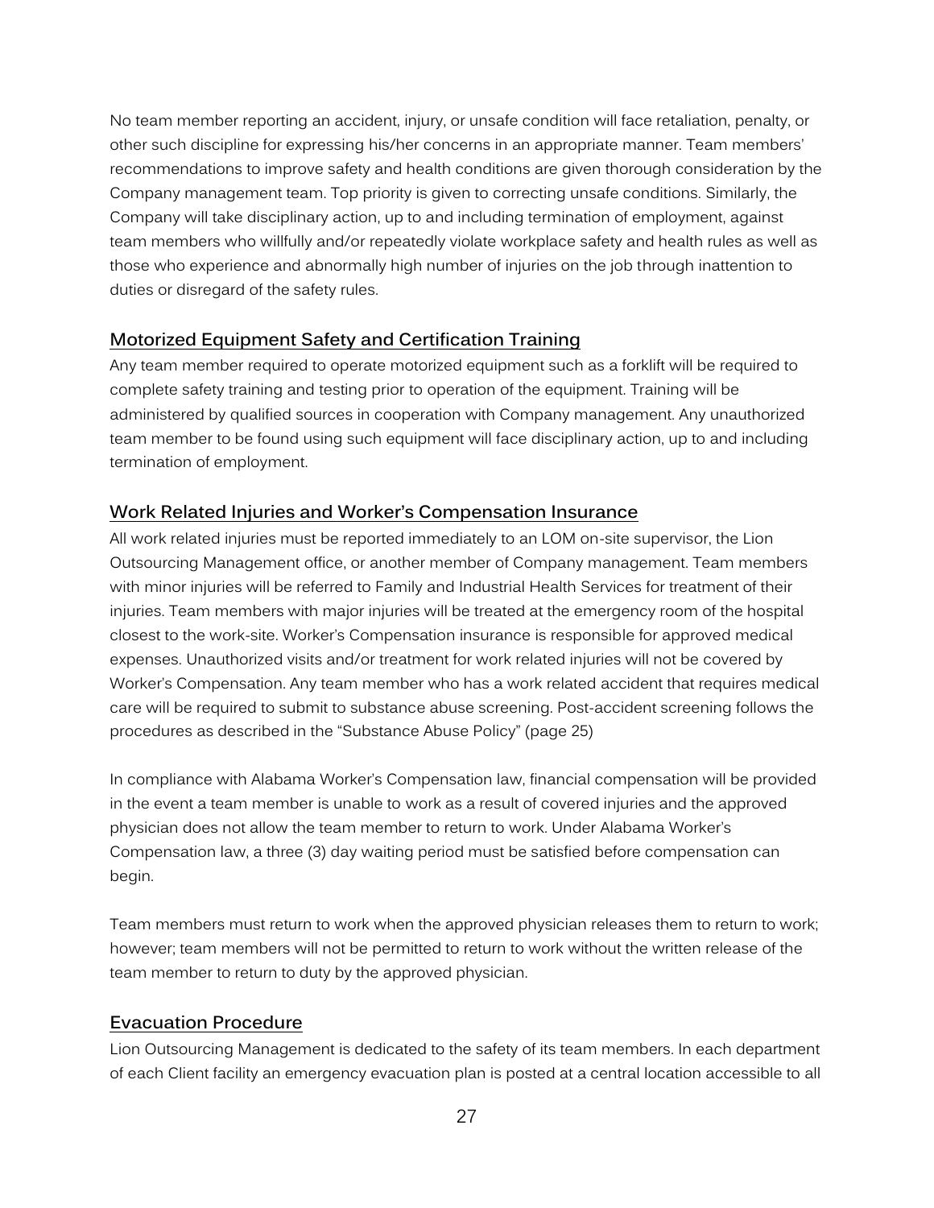No team member reporting an accident, injury, or unsafe condition will face retaliation, penalty, or other such discipline for expressing his/her concerns in an appropriate manner. Team members' recommendations to improve safety and health conditions are given thorough consideration by the Company management team. Top priority is given to correcting unsafe conditions. Similarly, the Company will take disciplinary action, up to and including termination of employment, against team members who willfully and/or repeatedly violate workplace safety and health rules as well as those who experience and abnormally high number of injuries on the job through inattention to duties or disregard of the safety rules.

## Motorized Equipment Safety and Certification Training

Any team member required to operate motorized equipment such as a forklift will be required to complete safety training and testing prior to operation of the equipment. Training will be administered by qualified sources in cooperation with Company management. Any unauthorized team member to be found using such equipment will face disciplinary action, up to and including termination of employment.

## Work Related Injuries and Worker's Compensation Insurance

All work related injuries must be reported immediately to an LOM on-site supervisor, the Lion Outsourcing Management office, or another member of Company management. Team members with minor injuries will be referred to Family and Industrial Health Services for treatment of their injuries. Team members with major injuries will be treated at the emergency room of the hospital closest to the work-site. Worker's Compensation insurance is responsible for approved medical expenses. Unauthorized visits and/or treatment for work related injuries will not be covered by Worker's Compensation. Any team member who has a work related accident that requires medical care will be required to submit to substance abuse screening. Post-accident screening follows the procedures as described in the "Substance Abuse Policy" (page 25)

In compliance with Alabama Worker's Compensation law, financial compensation will be provided in the event a team member is unable to work as a result of covered injuries and the approved physician does not allow the team member to return to work. Under Alabama Worker's Compensation law, a three (3) day waiting period must be satisfied before compensation can begin.

Team members must return to work when the approved physician releases them to return to work; however; team members will not be permitted to return to work without the written release of the team member to return to duty by the approved physician.

## Evacuation Procedure

Lion Outsourcing Management is dedicated to the safety of its team members. In each department of each Client facility an emergency evacuation plan is posted at a central location accessible to all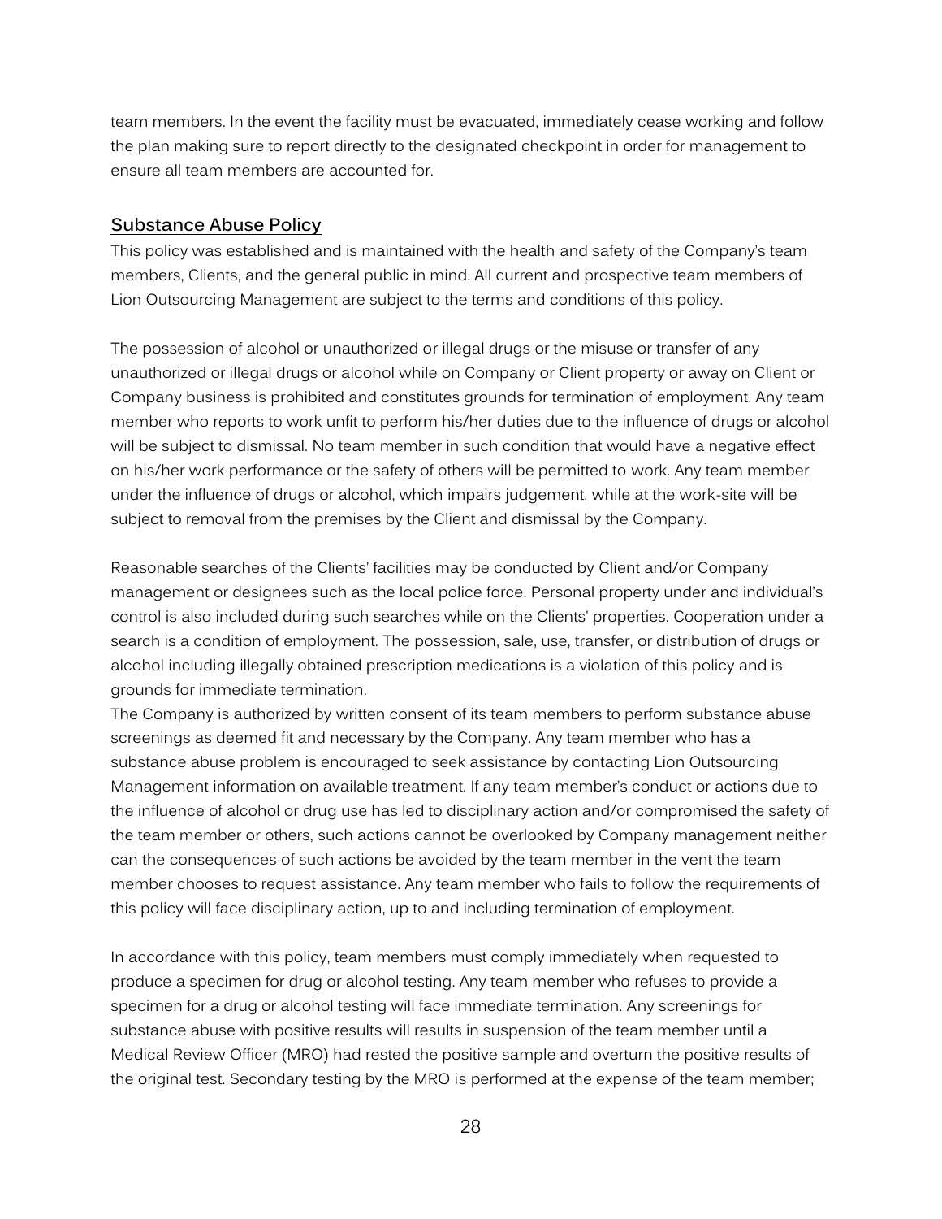team members. In the event the facility must be evacuated, immediately cease working and follow the plan making sure to report directly to the designated checkpoint in order for management to ensure all team members are accounted for.

## Substance Abuse Policy

This policy was established and is maintained with the health and safety of the Company's team members, Clients, and the general public in mind. All current and prospective team members of Lion Outsourcing Management are subject to the terms and conditions of this policy.

The possession of alcohol or unauthorized or illegal drugs or the misuse or transfer of any unauthorized or illegal drugs or alcohol while on Company or Client property or away on Client or Company business is prohibited and constitutes grounds for termination of employment. Any team member who reports to work unfit to perform his/her duties due to the influence of drugs or alcohol will be subject to dismissal. No team member in such condition that would have a negative effect on his/her work performance or the safety of others will be permitted to work. Any team member under the influence of drugs or alcohol, which impairs judgement, while at the work-site will be subject to removal from the premises by the Client and dismissal by the Company.

Reasonable searches of the Clients' facilities may be conducted by Client and/or Company management or designees such as the local police force. Personal property under and individual's control is also included during such searches while on the Clients' properties. Cooperation under a search is a condition of employment. The possession, sale, use, transfer, or distribution of drugs or alcohol including illegally obtained prescription medications is a violation of this policy and is grounds for immediate termination.

The Company is authorized by written consent of its team members to perform substance abuse screenings as deemed fit and necessary by the Company. Any team member who has a substance abuse problem is encouraged to seek assistance by contacting Lion Outsourcing Management information on available treatment. If any team member's conduct or actions due to the influence of alcohol or drug use has led to disciplinary action and/or compromised the safety of the team member or others, such actions cannot be overlooked by Company management neither can the consequences of such actions be avoided by the team member in the vent the team member chooses to request assistance. Any team member who fails to follow the requirements of this policy will face disciplinary action, up to and including termination of employment.

In accordance with this policy, team members must comply immediately when requested to produce a specimen for drug or alcohol testing. Any team member who refuses to provide a specimen for a drug or alcohol testing will face immediate termination. Any screenings for substance abuse with positive results will results in suspension of the team member until a Medical Review Officer (MRO) had rested the positive sample and overturn the positive results of the original test. Secondary testing by the MRO is performed at the expense of the team member;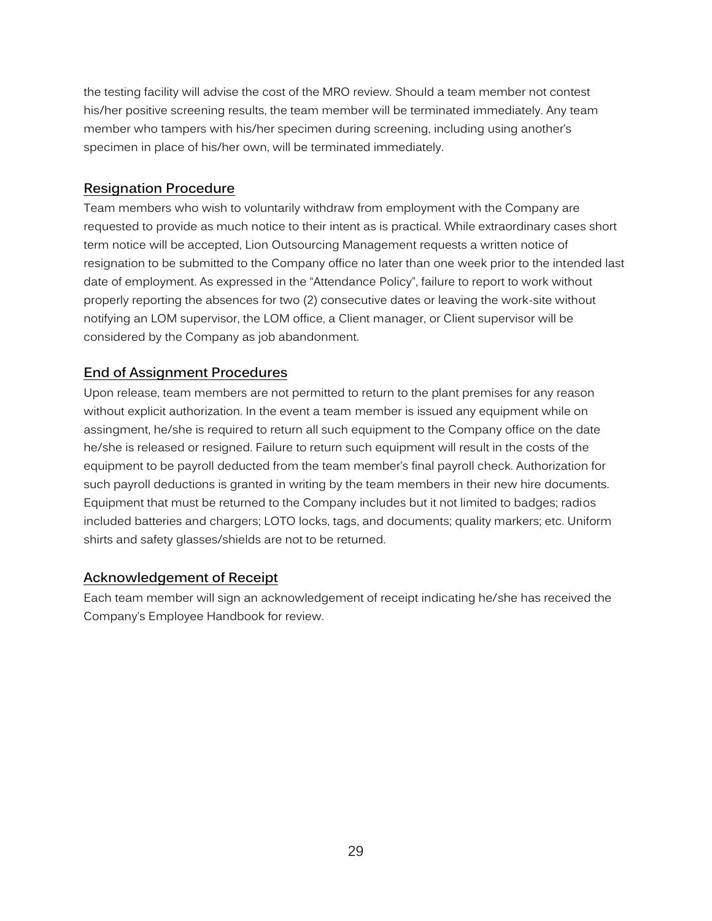the testing facility will advise the cost of the MRO review. Should a team member not contest his/her positive screening results, the team member will be terminated immediately. Any team member who tampers with his/her specimen during screening, including using another's specimen in place of his/her own, will be terminated immediately.

## Resignation Procedure

Team members who wish to voluntarily withdraw from employment with the Company are requested to provide as much notice to their intent as is practical. While extraordinary cases short term notice will be accepted, Lion Outsourcing Management requests a written notice of resignation to be submitted to the Company office no later than one week prior to the intended last date of employment. As expressed in the "Attendance Policy", failure to report to work without properly reporting the absences for two (2) consecutive dates or leaving the work-site without notifying an LOM supervisor, the LOM office, a Client manager, or Client supervisor will be considered by the Company as job abandonment.

## End of Assignment Procedures

Upon release, team members are not permitted to return to the plant premises for any reason without explicit authorization. In the event a team member is issued any equipment while on assingment, he/she is required to return all such equipment to the Company office on the date he/she is released or resigned. Failure to return such equipment will result in the costs of the equipment to be payroll deducted from the team member's final payroll check. Authorization for such payroll deductions is granted in writing by the team members in their new hire documents. Equipment that must be returned to the Company includes but it not limited to badges; radios included batteries and chargers; LOTO locks, tags, and documents; quality markers; etc. Uniform shirts and safety glasses/shields are not to be returned.

## Acknowledgement of Receipt

Each team member will sign an acknowledgement of receipt indicating he/she has received the Company's Employee Handbook for review.